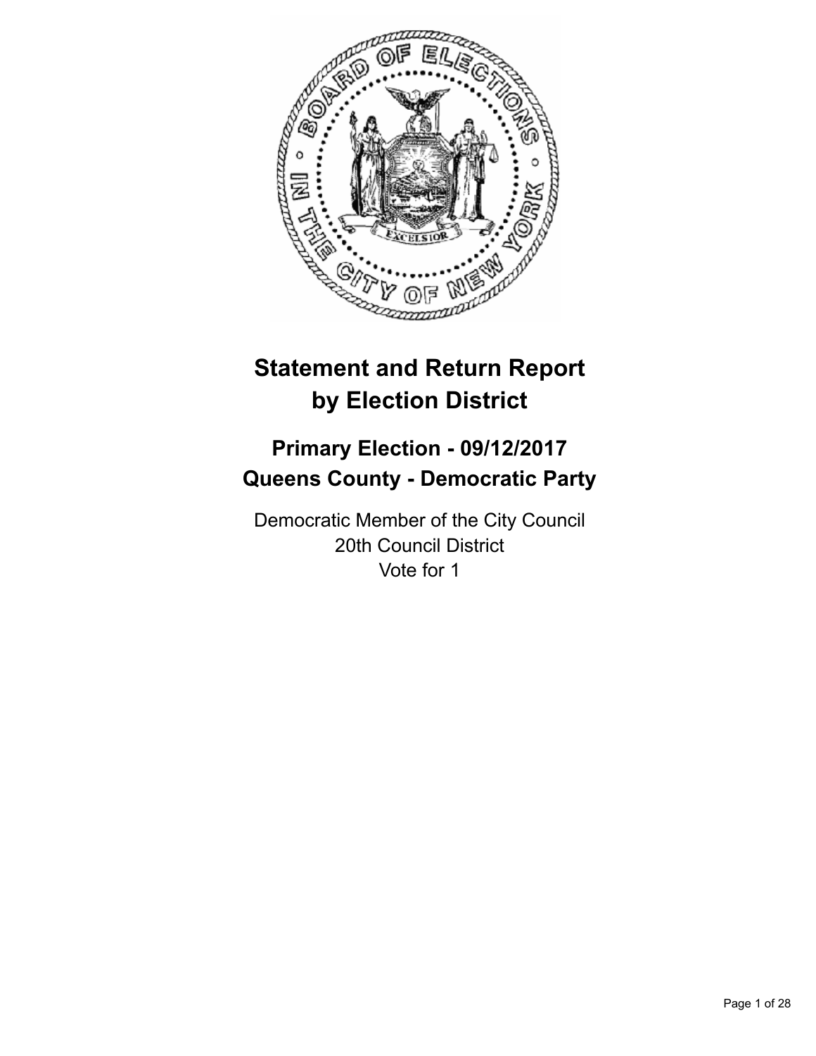# Statement and Return Report by Election District

## Primary Election - 09/12/2017
## Queens County - Democratic Party

Democratic Member of the City Council
20th Council District
Vote for 1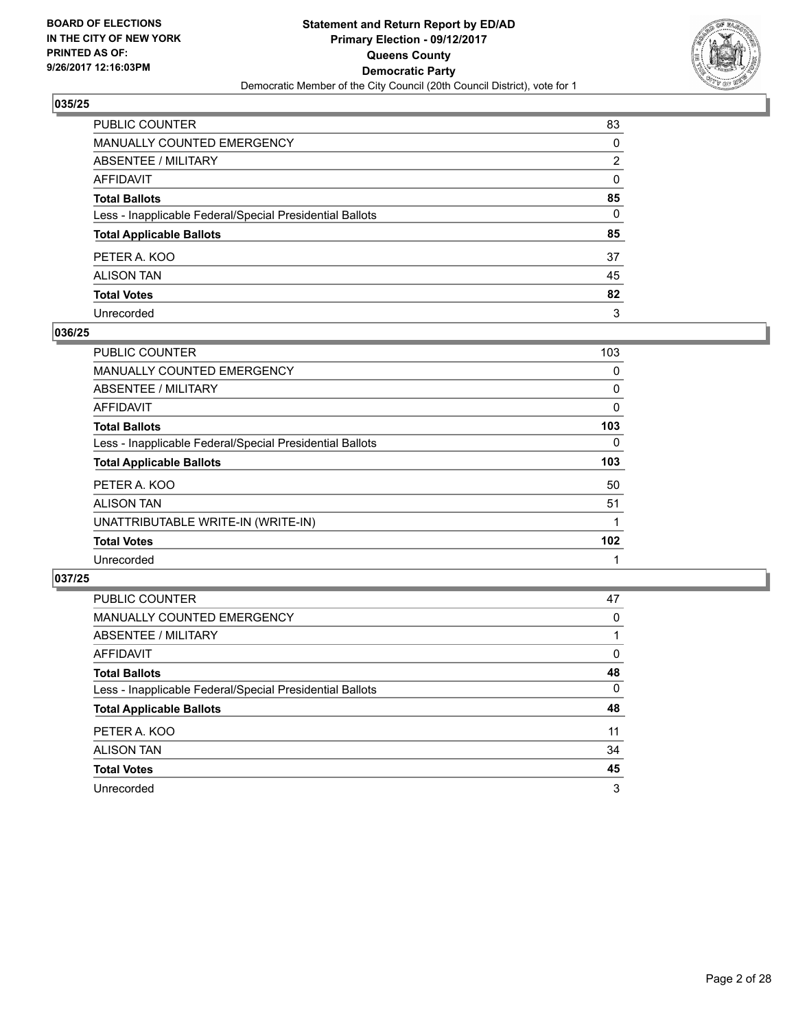BOARD OF ELECTIONS
IN THE CITY OF NEW YORK
PRINTED AS OF:
9/26/2017 12:16:03PM

**Statement and Return Report by ED/AD**
**Primary Election - 09/12/2017**
**Queens County**
**Democratic Party**
Democratic Member of the City Council (20th Council District), vote for 1

### 035/25

| | |
|---|---|
| PUBLIC COUNTER | 83 |
| MANUALLY COUNTED EMERGENCY | 0 |
| ABSENTEE / MILITARY | 2 |
| AFFIDAVIT | 0 |
| **Total Ballots** | **85** |
| Less - Inapplicable Federal/Special Presidential Ballots | 0 |
| **Total Applicable Ballots** | **85** |
| PETER A. KOO | 37 |
| ALISON TAN | 45 |
| **Total Votes** | **82** |
| Unrecorded | 3 |

### 036/25

| | |
|---|---|
| PUBLIC COUNTER | 103 |
| MANUALLY COUNTED EMERGENCY | 0 |
| ABSENTEE / MILITARY | 0 |
| AFFIDAVIT | 0 |
| **Total Ballots** | **103** |
| Less - Inapplicable Federal/Special Presidential Ballots | 0 |
| **Total Applicable Ballots** | **103** |
| PETER A. KOO | 50 |
| ALISON TAN | 51 |
| UNATTRIBUTABLE WRITE-IN (WRITE-IN) | 1 |
| **Total Votes** | **102** |
| Unrecorded | 1 |

### 037/25

| | |
|---|---|
| PUBLIC COUNTER | 47 |
| MANUALLY COUNTED EMERGENCY | 0 |
| ABSENTEE / MILITARY | 1 |
| AFFIDAVIT | 0 |
| **Total Ballots** | **48** |
| Less - Inapplicable Federal/Special Presidential Ballots | 0 |
| **Total Applicable Ballots** | **48** |
| PETER A. KOO | 11 |
| ALISON TAN | 34 |
| **Total Votes** | **45** |
| Unrecorded | 3 |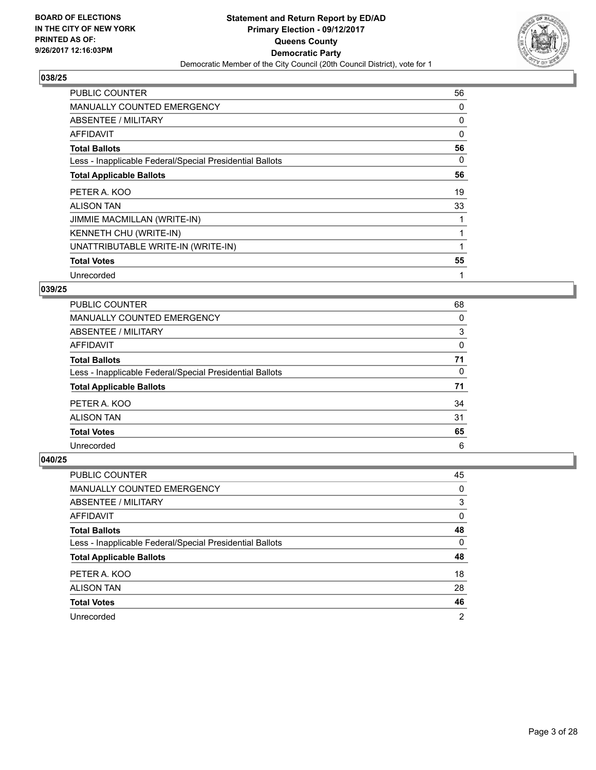**BOARD OF ELECTIONS IN THE CITY OF NEW YORK PRINTED AS OF: 9/26/2017 12:16:03PM**

**Statement and Return Report by ED/AD**
**Primary Election - 09/12/2017**
**Queens County**
**Democratic Party**
Democratic Member of the City Council (20th Council District), vote for 1

### 038/25

| | |
|---|---|
| PUBLIC COUNTER | 56 |
| MANUALLY COUNTED EMERGENCY | 0 |
| ABSENTEE / MILITARY | 0 |
| AFFIDAVIT | 0 |
| **Total Ballots** | **56** |
| Less - Inapplicable Federal/Special Presidential Ballots | 0 |
| **Total Applicable Ballots** | **56** |
| PETER A. KOO | 19 |
| ALISON TAN | 33 |
| JIMMIE MACMILLAN (WRITE-IN) | 1 |
| KENNETH CHU (WRITE-IN) | 1 |
| UNATTRIBUTABLE WRITE-IN (WRITE-IN) | 1 |
| **Total Votes** | **55** |
| Unrecorded | 1 |

### 039/25

| | |
|---|---|
| PUBLIC COUNTER | 68 |
| MANUALLY COUNTED EMERGENCY | 0 |
| ABSENTEE / MILITARY | 3 |
| AFFIDAVIT | 0 |
| **Total Ballots** | **71** |
| Less - Inapplicable Federal/Special Presidential Ballots | 0 |
| **Total Applicable Ballots** | **71** |
| PETER A. KOO | 34 |
| ALISON TAN | 31 |
| **Total Votes** | **65** |
| Unrecorded | 6 |

### 040/25

| | |
|---|---|
| PUBLIC COUNTER | 45 |
| MANUALLY COUNTED EMERGENCY | 0 |
| ABSENTEE / MILITARY | 3 |
| AFFIDAVIT | 0 |
| **Total Ballots** | **48** |
| Less - Inapplicable Federal/Special Presidential Ballots | 0 |
| **Total Applicable Ballots** | **48** |
| PETER A. KOO | 18 |
| ALISON TAN | 28 |
| **Total Votes** | **46** |
| Unrecorded | 2 |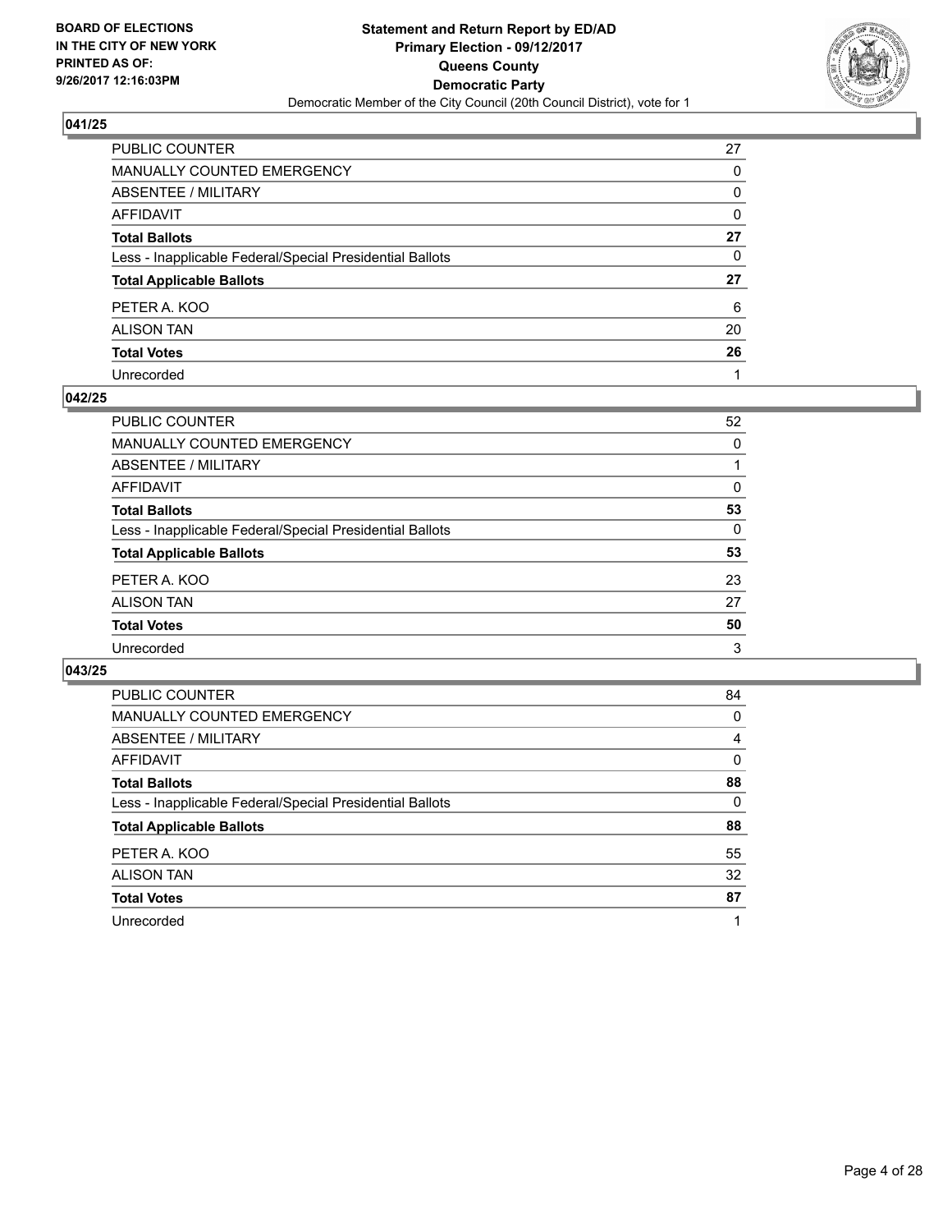**BOARD OF ELECTIONS IN THE CITY OF NEW YORK PRINTED AS OF: 9/26/2017 12:16:03PM**

**Statement and Return Report by ED/AD Primary Election - 09/12/2017 Queens County Democratic Party**

Democratic Member of the City Council (20th Council District), vote for 1

## 041/25

| | |
|---|---|
| PUBLIC COUNTER | 27 |
| MANUALLY COUNTED EMERGENCY | 0 |
| ABSENTEE / MILITARY | 0 |
| AFFIDAVIT | 0 |
| **Total Ballots** | **27** |
| Less - Inapplicable Federal/Special Presidential Ballots | 0 |
| **Total Applicable Ballots** | **27** |
| PETER A. KOO | 6 |
| ALISON TAN | 20 |
| **Total Votes** | **26** |
| Unrecorded | 1 |

## 042/25

| | |
|---|---|
| PUBLIC COUNTER | 52 |
| MANUALLY COUNTED EMERGENCY | 0 |
| ABSENTEE / MILITARY | 1 |
| AFFIDAVIT | 0 |
| **Total Ballots** | **53** |
| Less - Inapplicable Federal/Special Presidential Ballots | 0 |
| **Total Applicable Ballots** | **53** |
| PETER A. KOO | 23 |
| ALISON TAN | 27 |
| **Total Votes** | **50** |
| Unrecorded | 3 |

## 043/25

| | |
|---|---|
| PUBLIC COUNTER | 84 |
| MANUALLY COUNTED EMERGENCY | 0 |
| ABSENTEE / MILITARY | 4 |
| AFFIDAVIT | 0 |
| **Total Ballots** | **88** |
| Less - Inapplicable Federal/Special Presidential Ballots | 0 |
| **Total Applicable Ballots** | **88** |
| PETER A. KOO | 55 |
| ALISON TAN | 32 |
| **Total Votes** | **87** |
| Unrecorded | 1 |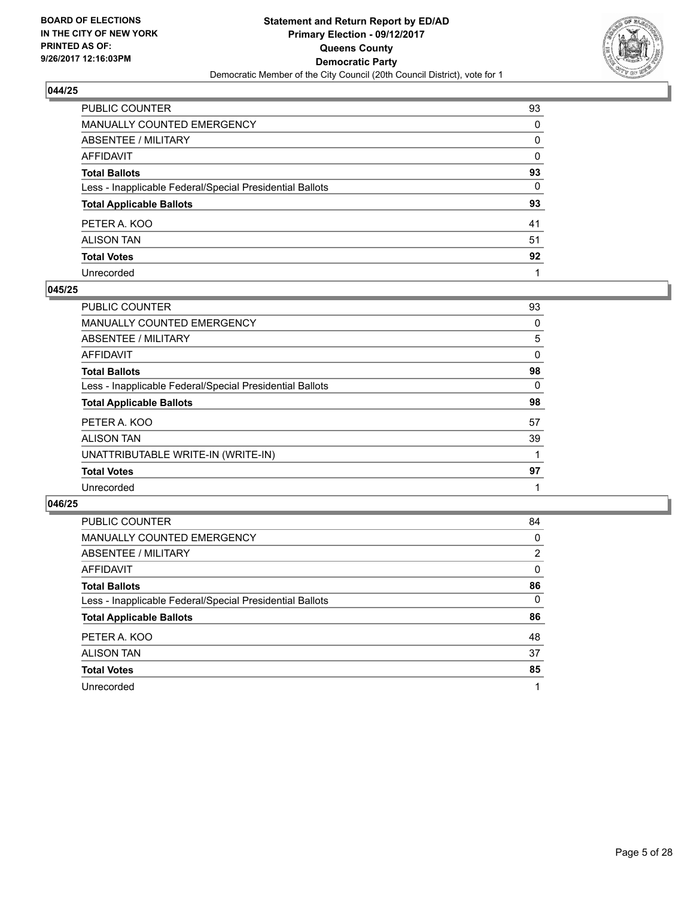### 044/25

| | |
|---|---|
| PUBLIC COUNTER | 93 |
| MANUALLY COUNTED EMERGENCY | 0 |
| ABSENTEE / MILITARY | 0 |
| AFFIDAVIT | 0 |
| **Total Ballots** | **93** |
| Less - Inapplicable Federal/Special Presidential Ballots | 0 |
| **Total Applicable Ballots** | **93** |
| PETER A. KOO | 41 |
| ALISON TAN | 51 |
| **Total Votes** | **92** |
| Unrecorded | 1 |

### 045/25

| | |
|---|---|
| PUBLIC COUNTER | 93 |
| MANUALLY COUNTED EMERGENCY | 0 |
| ABSENTEE / MILITARY | 5 |
| AFFIDAVIT | 0 |
| **Total Ballots** | **98** |
| Less - Inapplicable Federal/Special Presidential Ballots | 0 |
| **Total Applicable Ballots** | **98** |
| PETER A. KOO | 57 |
| ALISON TAN | 39 |
| UNATTRIBUTABLE WRITE-IN (WRITE-IN) | 1 |
| **Total Votes** | **97** |
| Unrecorded | 1 |

### 046/25

| | |
|---|---|
| PUBLIC COUNTER | 84 |
| MANUALLY COUNTED EMERGENCY | 0 |
| ABSENTEE / MILITARY | 2 |
| AFFIDAVIT | 0 |
| **Total Ballots** | **86** |
| Less - Inapplicable Federal/Special Presidential Ballots | 0 |
| **Total Applicable Ballots** | **86** |
| PETER A. KOO | 48 |
| ALISON TAN | 37 |
| **Total Votes** | **85** |
| Unrecorded | 1 |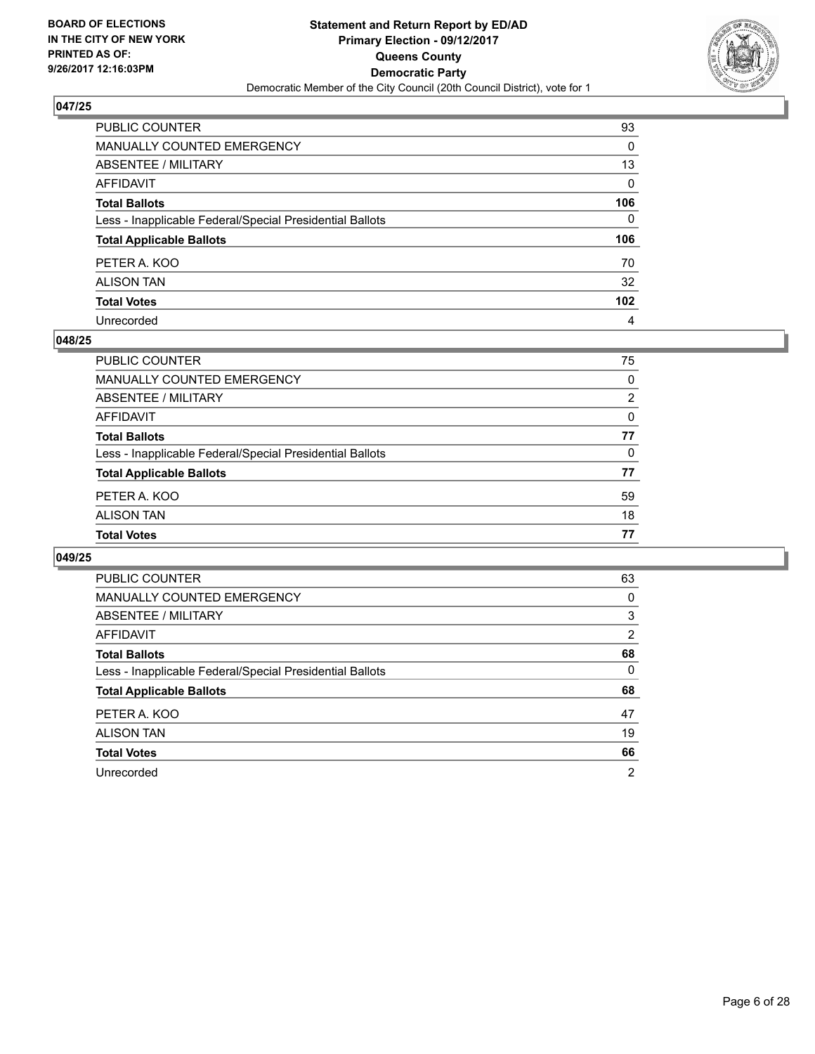## 047/25

| | |
|---|---|
| PUBLIC COUNTER | 93 |
| MANUALLY COUNTED EMERGENCY | 0 |
| ABSENTEE / MILITARY | 13 |
| AFFIDAVIT | 0 |
| **Total Ballots** | **106** |
| Less - Inapplicable Federal/Special Presidential Ballots | 0 |
| **Total Applicable Ballots** | **106** |
| PETER A. KOO | 70 |
| ALISON TAN | 32 |
| **Total Votes** | **102** |
| Unrecorded | 4 |

## 048/25

| | |
|---|---|
| PUBLIC COUNTER | 75 |
| MANUALLY COUNTED EMERGENCY | 0 |
| ABSENTEE / MILITARY | 2 |
| AFFIDAVIT | 0 |
| **Total Ballots** | **77** |
| Less - Inapplicable Federal/Special Presidential Ballots | 0 |
| **Total Applicable Ballots** | **77** |
| PETER A. KOO | 59 |
| ALISON TAN | 18 |
| **Total Votes** | **77** |

## 049/25

| | |
|---|---|
| PUBLIC COUNTER | 63 |
| MANUALLY COUNTED EMERGENCY | 0 |
| ABSENTEE / MILITARY | 3 |
| AFFIDAVIT | 2 |
| **Total Ballots** | **68** |
| Less - Inapplicable Federal/Special Presidential Ballots | 0 |
| **Total Applicable Ballots** | **68** |
| PETER A. KOO | 47 |
| ALISON TAN | 19 |
| **Total Votes** | **66** |
| Unrecorded | 2 |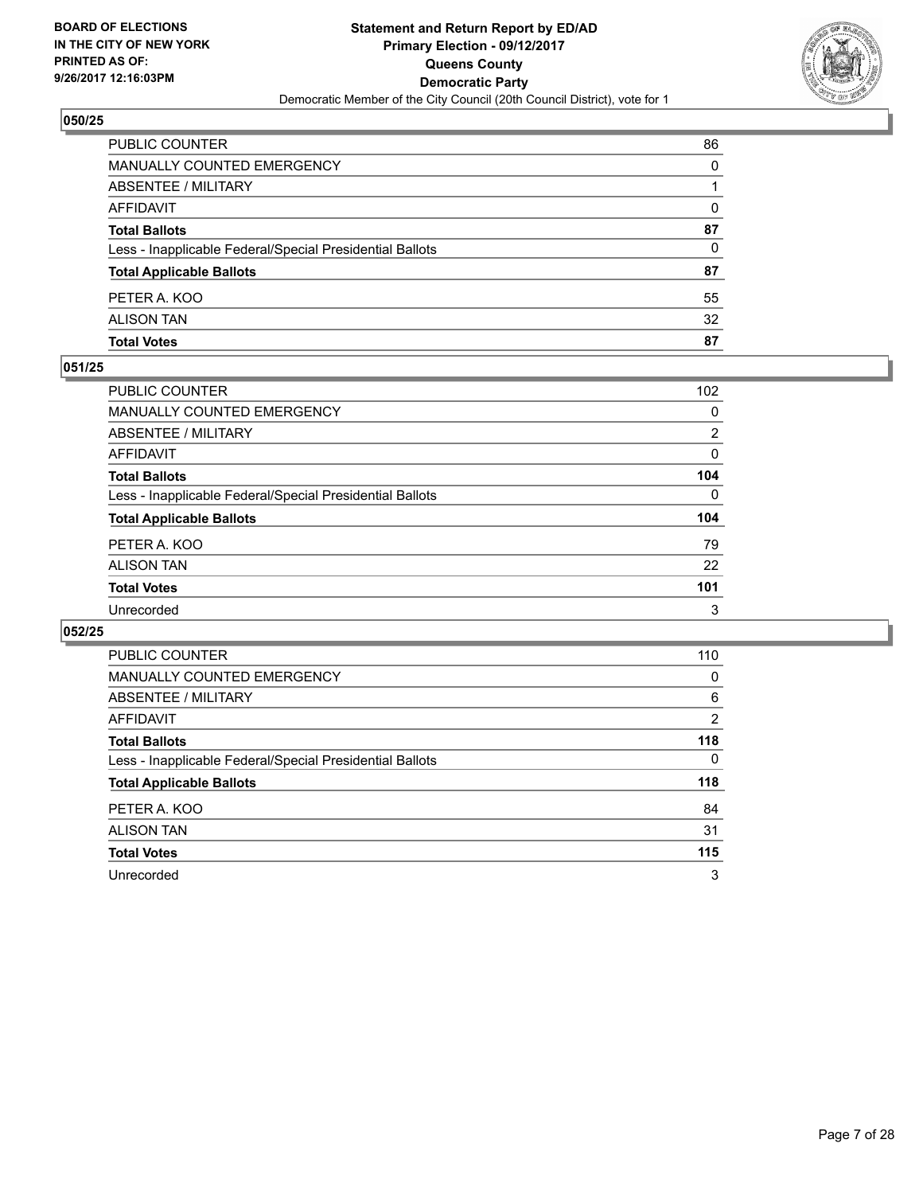**BOARD OF ELECTIONS IN THE CITY OF NEW YORK PRINTED AS OF: 9/26/2017 12:16:03PM**

**Statement and Return Report by ED/AD**
**Primary Election - 09/12/2017**
**Queens County**
**Democratic Party**
Democratic Member of the City Council (20th Council District), vote for 1

### 050/25

| | |
|---|---|
| PUBLIC COUNTER | 86 |
| MANUALLY COUNTED EMERGENCY | 0 |
| ABSENTEE / MILITARY | 1 |
| AFFIDAVIT | 0 |
| **Total Ballots** | **87** |
| Less - Inapplicable Federal/Special Presidential Ballots | 0 |
| **Total Applicable Ballots** | **87** |
| PETER A. KOO | 55 |
| ALISON TAN | 32 |
| **Total Votes** | **87** |

### 051/25

| | |
|---|---|
| PUBLIC COUNTER | 102 |
| MANUALLY COUNTED EMERGENCY | 0 |
| ABSENTEE / MILITARY | 2 |
| AFFIDAVIT | 0 |
| **Total Ballots** | **104** |
| Less - Inapplicable Federal/Special Presidential Ballots | 0 |
| **Total Applicable Ballots** | **104** |
| PETER A. KOO | 79 |
| ALISON TAN | 22 |
| **Total Votes** | **101** |
| Unrecorded | 3 |

### 052/25

| | |
|---|---|
| PUBLIC COUNTER | 110 |
| MANUALLY COUNTED EMERGENCY | 0 |
| ABSENTEE / MILITARY | 6 |
| AFFIDAVIT | 2 |
| **Total Ballots** | **118** |
| Less - Inapplicable Federal/Special Presidential Ballots | 0 |
| **Total Applicable Ballots** | **118** |
| PETER A. KOO | 84 |
| ALISON TAN | 31 |
| **Total Votes** | **115** |
| Unrecorded | 3 |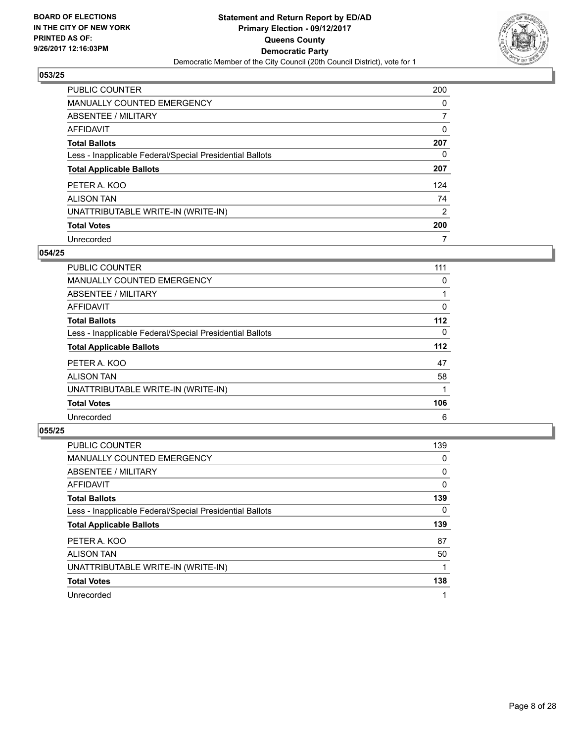## 053/25

| | |
|---|---|
| PUBLIC COUNTER | 200 |
| MANUALLY COUNTED EMERGENCY | 0 |
| ABSENTEE / MILITARY | 7 |
| AFFIDAVIT | 0 |
| **Total Ballots** | **207** |
| Less - Inapplicable Federal/Special Presidential Ballots | 0 |
| **Total Applicable Ballots** | **207** |
| PETER A. KOO | 124 |
| ALISON TAN | 74 |
| UNATTRIBUTABLE WRITE-IN (WRITE-IN) | 2 |
| **Total Votes** | **200** |
| Unrecorded | 7 |

## 054/25

| | |
|---|---|
| PUBLIC COUNTER | 111 |
| MANUALLY COUNTED EMERGENCY | 0 |
| ABSENTEE / MILITARY | 1 |
| AFFIDAVIT | 0 |
| **Total Ballots** | **112** |
| Less - Inapplicable Federal/Special Presidential Ballots | 0 |
| **Total Applicable Ballots** | **112** |
| PETER A. KOO | 47 |
| ALISON TAN | 58 |
| UNATTRIBUTABLE WRITE-IN (WRITE-IN) | 1 |
| **Total Votes** | **106** |
| Unrecorded | 6 |

## 055/25

| | |
|---|---|
| PUBLIC COUNTER | 139 |
| MANUALLY COUNTED EMERGENCY | 0 |
| ABSENTEE / MILITARY | 0 |
| AFFIDAVIT | 0 |
| **Total Ballots** | **139** |
| Less - Inapplicable Federal/Special Presidential Ballots | 0 |
| **Total Applicable Ballots** | **139** |
| PETER A. KOO | 87 |
| ALISON TAN | 50 |
| UNATTRIBUTABLE WRITE-IN (WRITE-IN) | 1 |
| **Total Votes** | **138** |
| Unrecorded | 1 |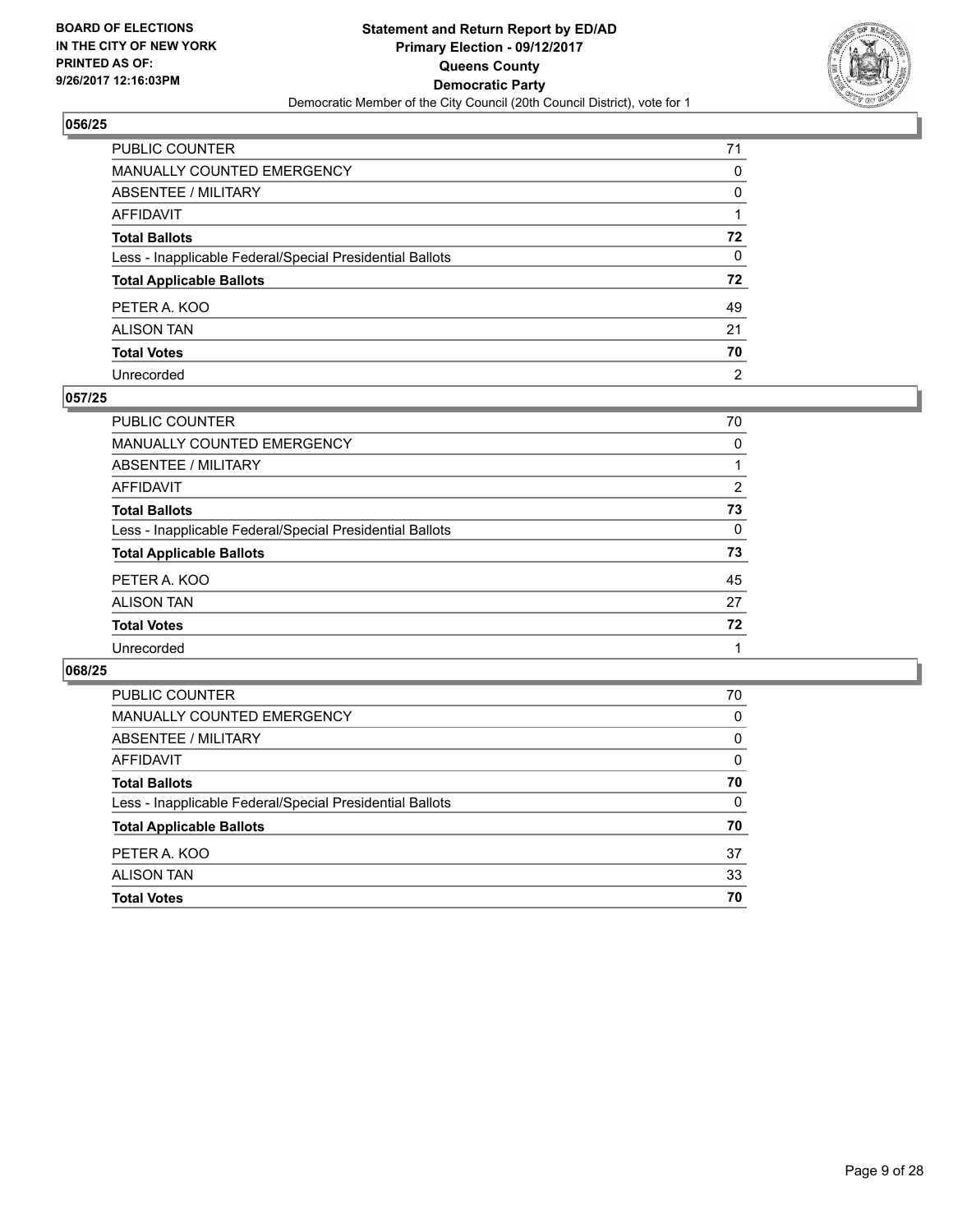## 056/25

| | |
|---|---|
| PUBLIC COUNTER | 71 |
| MANUALLY COUNTED EMERGENCY | 0 |
| ABSENTEE / MILITARY | 0 |
| AFFIDAVIT | 1 |
| **Total Ballots** | **72** |
| Less - Inapplicable Federal/Special Presidential Ballots | 0 |
| **Total Applicable Ballots** | **72** |
| PETER A. KOO | 49 |
| ALISON TAN | 21 |
| **Total Votes** | **70** |
| Unrecorded | 2 |

## 057/25

| | |
|---|---|
| PUBLIC COUNTER | 70 |
| MANUALLY COUNTED EMERGENCY | 0 |
| ABSENTEE / MILITARY | 1 |
| AFFIDAVIT | 2 |
| **Total Ballots** | **73** |
| Less - Inapplicable Federal/Special Presidential Ballots | 0 |
| **Total Applicable Ballots** | **73** |
| PETER A. KOO | 45 |
| ALISON TAN | 27 |
| **Total Votes** | **72** |
| Unrecorded | 1 |

## 068/25

| | |
|---|---|
| PUBLIC COUNTER | 70 |
| MANUALLY COUNTED EMERGENCY | 0 |
| ABSENTEE / MILITARY | 0 |
| AFFIDAVIT | 0 |
| **Total Ballots** | **70** |
| Less - Inapplicable Federal/Special Presidential Ballots | 0 |
| **Total Applicable Ballots** | **70** |
| PETER A. KOO | 37 |
| ALISON TAN | 33 |
| **Total Votes** | **70** |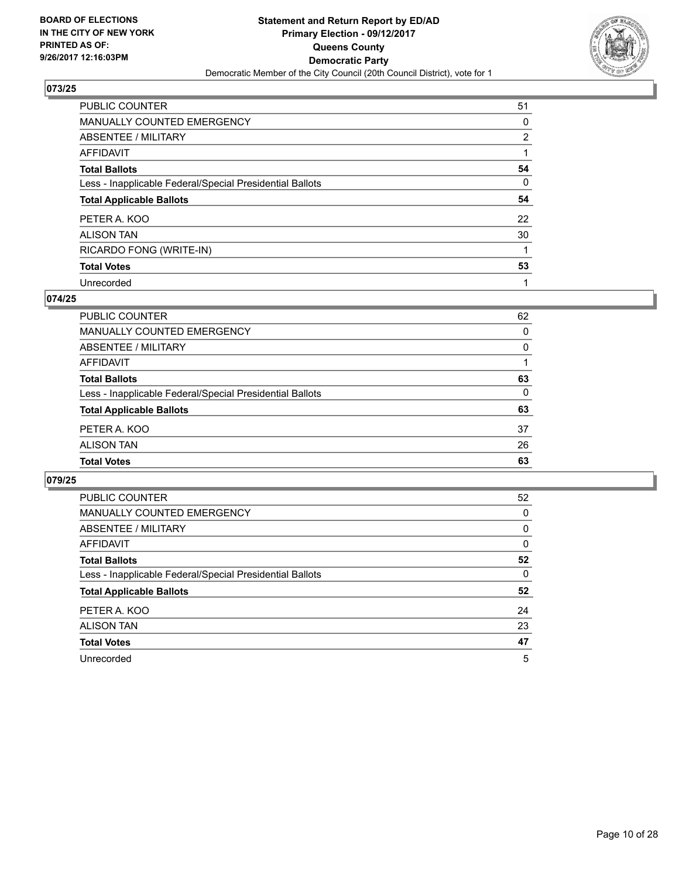BOARD OF ELECTIONS
IN THE CITY OF NEW YORK
PRINTED AS OF:
9/26/2017 12:16:03PM

**Statement and Return Report by ED/AD**
**Primary Election - 09/12/2017**
**Queens County**
**Democratic Party**
Democratic Member of the City Council (20th Council District), vote for 1

### 073/25

| | |
|---|---|
| PUBLIC COUNTER | 51 |
| MANUALLY COUNTED EMERGENCY | 0 |
| ABSENTEE / MILITARY | 2 |
| AFFIDAVIT | 1 |
| **Total Ballots** | **54** |
| Less - Inapplicable Federal/Special Presidential Ballots | 0 |
| **Total Applicable Ballots** | **54** |
| PETER A. KOO | 22 |
| ALISON TAN | 30 |
| RICARDO FONG (WRITE-IN) | 1 |
| **Total Votes** | **53** |
| Unrecorded | 1 |

### 074/25

| | |
|---|---|
| PUBLIC COUNTER | 62 |
| MANUALLY COUNTED EMERGENCY | 0 |
| ABSENTEE / MILITARY | 0 |
| AFFIDAVIT | 1 |
| **Total Ballots** | **63** |
| Less - Inapplicable Federal/Special Presidential Ballots | 0 |
| **Total Applicable Ballots** | **63** |
| PETER A. KOO | 37 |
| ALISON TAN | 26 |
| **Total Votes** | **63** |

### 079/25

| | |
|---|---|
| PUBLIC COUNTER | 52 |
| MANUALLY COUNTED EMERGENCY | 0 |
| ABSENTEE / MILITARY | 0 |
| AFFIDAVIT | 0 |
| **Total Ballots** | **52** |
| Less - Inapplicable Federal/Special Presidential Ballots | 0 |
| **Total Applicable Ballots** | **52** |
| PETER A. KOO | 24 |
| ALISON TAN | 23 |
| **Total Votes** | **47** |
| Unrecorded | 5 |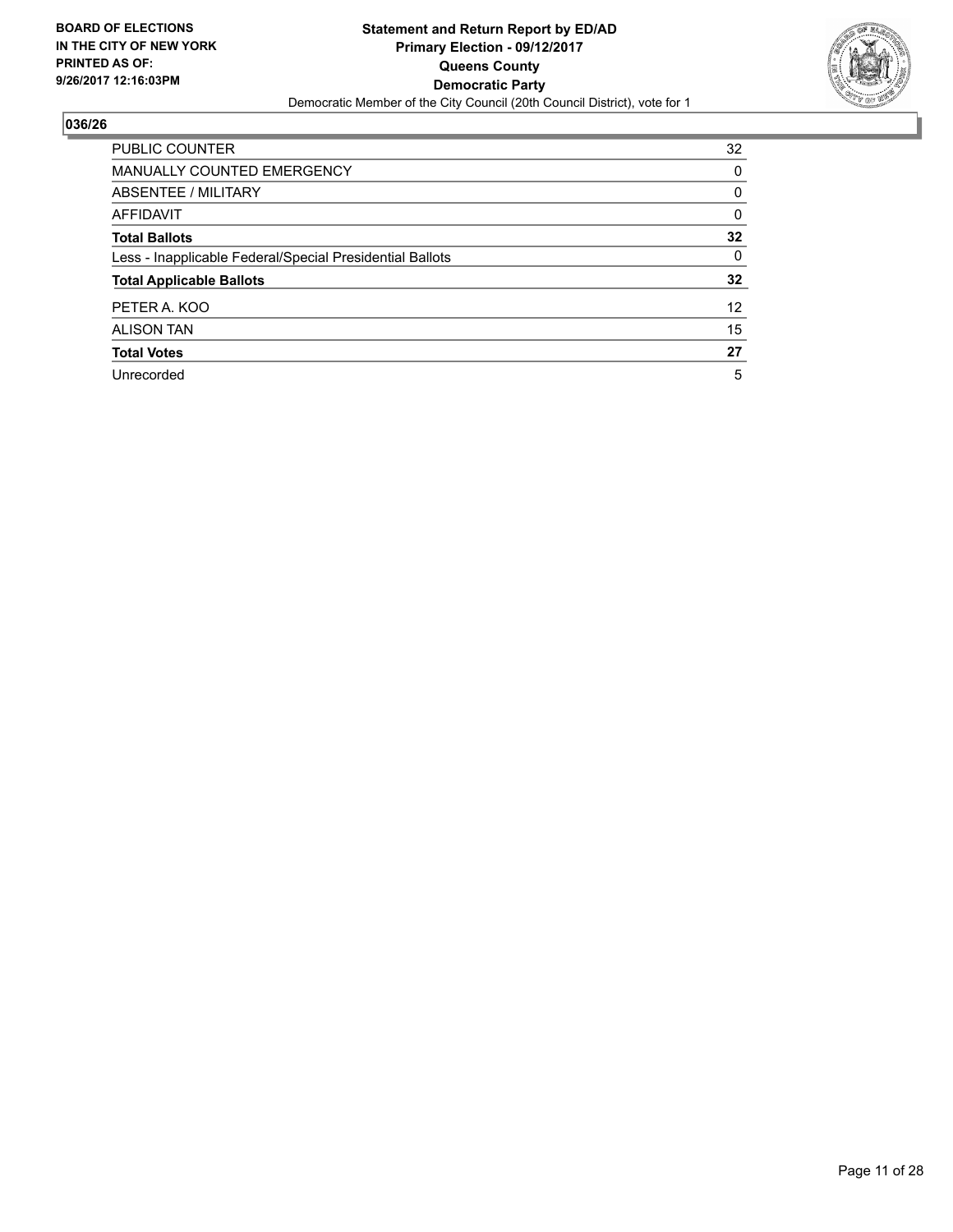BOARD OF ELECTIONS
IN THE CITY OF NEW YORK
PRINTED AS OF:
9/26/2017 12:16:03PM

**Statement and Return Report by ED/AD**
**Primary Election - 09/12/2017**
**Queens County**
**Democratic Party**
Democratic Member of the City Council (20th Council District), vote for 1

## 036/26

| | |
|---|---|
| PUBLIC COUNTER | 32 |
| MANUALLY COUNTED EMERGENCY | 0 |
| ABSENTEE / MILITARY | 0 |
| AFFIDAVIT | 0 |
| **Total Ballots** | **32** |
| Less - Inapplicable Federal/Special Presidential Ballots | 0 |
| **Total Applicable Ballots** | **32** |
| PETER A. KOO | 12 |
| ALISON TAN | 15 |
| **Total Votes** | **27** |
| Unrecorded | 5 |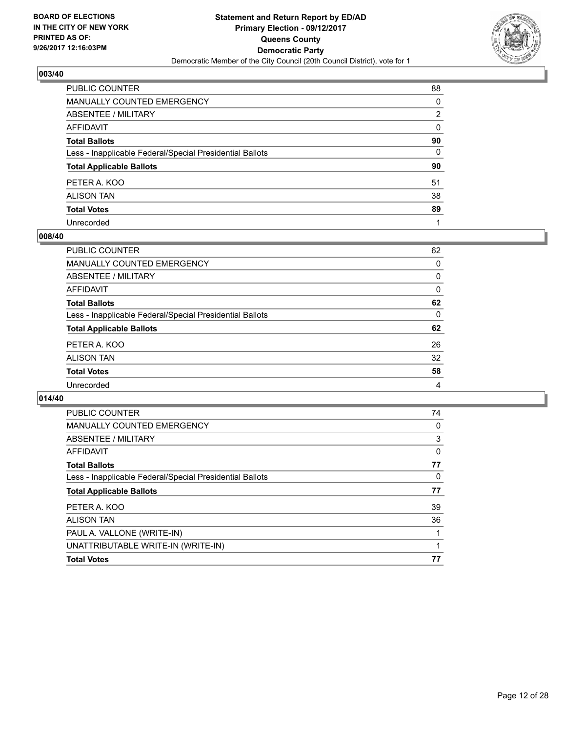BOARD OF ELECTIONS
IN THE CITY OF NEW YORK
PRINTED AS OF:
9/26/2017 12:16:03PM

**Statement and Return Report by ED/AD**
**Primary Election - 09/12/2017**
**Queens County**
**Democratic Party**
Democratic Member of the City Council (20th Council District), vote for 1

## 003/40

| | |
|---|---|
| PUBLIC COUNTER | 88 |
| MANUALLY COUNTED EMERGENCY | 0 |
| ABSENTEE / MILITARY | 2 |
| AFFIDAVIT | 0 |
| **Total Ballots** | **90** |
| Less - Inapplicable Federal/Special Presidential Ballots | 0 |
| **Total Applicable Ballots** | **90** |
| PETER A. KOO | 51 |
| ALISON TAN | 38 |
| **Total Votes** | **89** |
| Unrecorded | 1 |

## 008/40

| | |
|---|---|
| PUBLIC COUNTER | 62 |
| MANUALLY COUNTED EMERGENCY | 0 |
| ABSENTEE / MILITARY | 0 |
| AFFIDAVIT | 0 |
| **Total Ballots** | **62** |
| Less - Inapplicable Federal/Special Presidential Ballots | 0 |
| **Total Applicable Ballots** | **62** |
| PETER A. KOO | 26 |
| ALISON TAN | 32 |
| **Total Votes** | **58** |
| Unrecorded | 4 |

## 014/40

| | |
|---|---|
| PUBLIC COUNTER | 74 |
| MANUALLY COUNTED EMERGENCY | 0 |
| ABSENTEE / MILITARY | 3 |
| AFFIDAVIT | 0 |
| **Total Ballots** | **77** |
| Less - Inapplicable Federal/Special Presidential Ballots | 0 |
| **Total Applicable Ballots** | **77** |
| PETER A. KOO | 39 |
| ALISON TAN | 36 |
| PAUL A. VALLONE (WRITE-IN) | 1 |
| UNATTRIBUTABLE WRITE-IN (WRITE-IN) | 1 |
| **Total Votes** | **77** |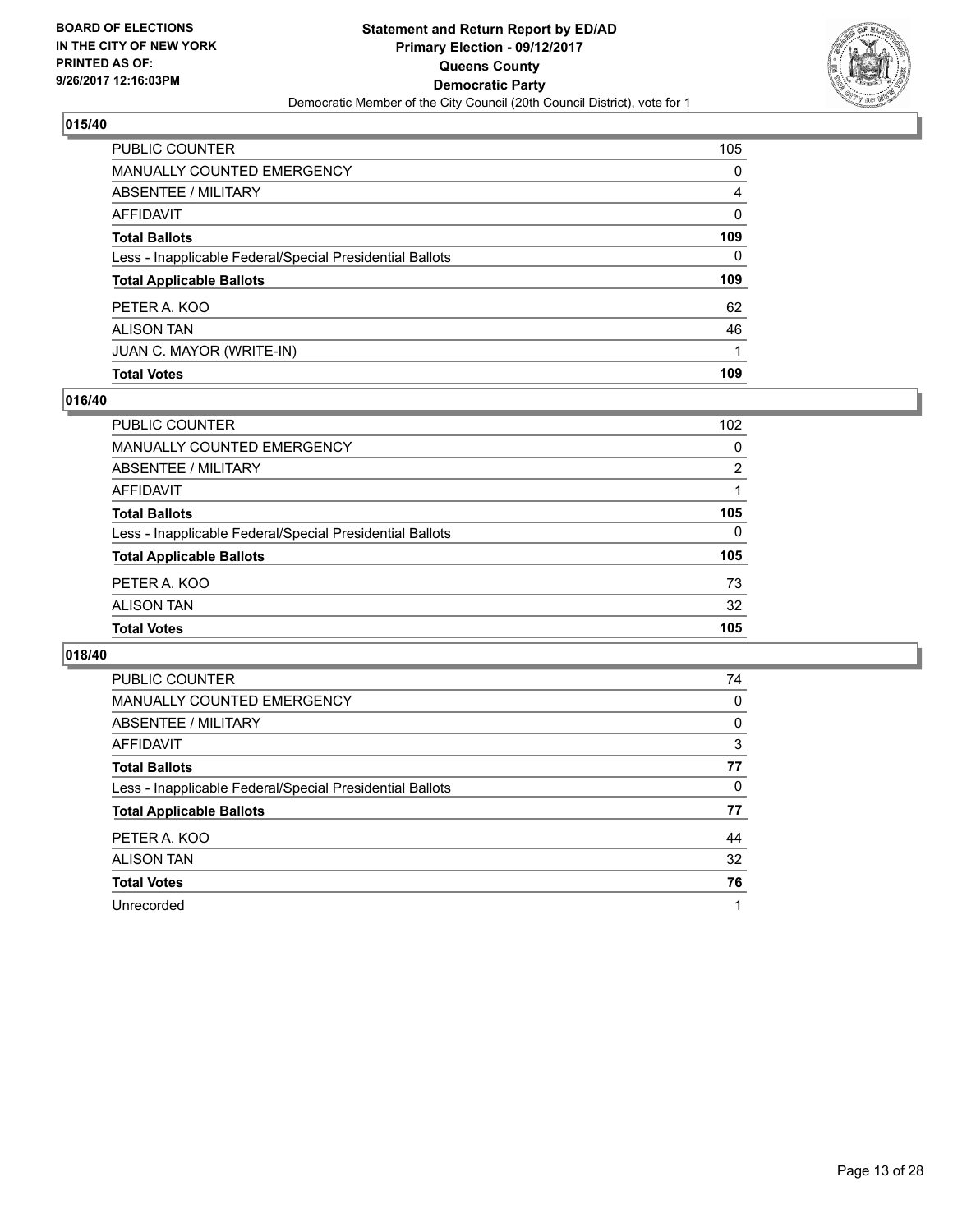**BOARD OF ELECTIONS IN THE CITY OF NEW YORK PRINTED AS OF: 9/26/2017 12:16:03PM**

**Statement and Return Report by ED/AD**
**Primary Election - 09/12/2017**
**Queens County**
**Democratic Party**
Democratic Member of the City Council (20th Council District), vote for 1

## 015/40

| | |
|---|---|
| PUBLIC COUNTER | 105 |
| MANUALLY COUNTED EMERGENCY | 0 |
| ABSENTEE / MILITARY | 4 |
| AFFIDAVIT | 0 |
| **Total Ballots** | **109** |
| Less - Inapplicable Federal/Special Presidential Ballots | 0 |
| **Total Applicable Ballots** | **109** |
| PETER A. KOO | 62 |
| ALISON TAN | 46 |
| JUAN C. MAYOR (WRITE-IN) | 1 |
| **Total Votes** | **109** |

## 016/40

| | |
|---|---|
| PUBLIC COUNTER | 102 |
| MANUALLY COUNTED EMERGENCY | 0 |
| ABSENTEE / MILITARY | 2 |
| AFFIDAVIT | 1 |
| **Total Ballots** | **105** |
| Less - Inapplicable Federal/Special Presidential Ballots | 0 |
| **Total Applicable Ballots** | **105** |
| PETER A. KOO | 73 |
| ALISON TAN | 32 |
| **Total Votes** | **105** |

## 018/40

| | |
|---|---|
| PUBLIC COUNTER | 74 |
| MANUALLY COUNTED EMERGENCY | 0 |
| ABSENTEE / MILITARY | 0 |
| AFFIDAVIT | 3 |
| **Total Ballots** | **77** |
| Less - Inapplicable Federal/Special Presidential Ballots | 0 |
| **Total Applicable Ballots** | **77** |
| PETER A. KOO | 44 |
| ALISON TAN | 32 |
| **Total Votes** | **76** |
| Unrecorded | 1 |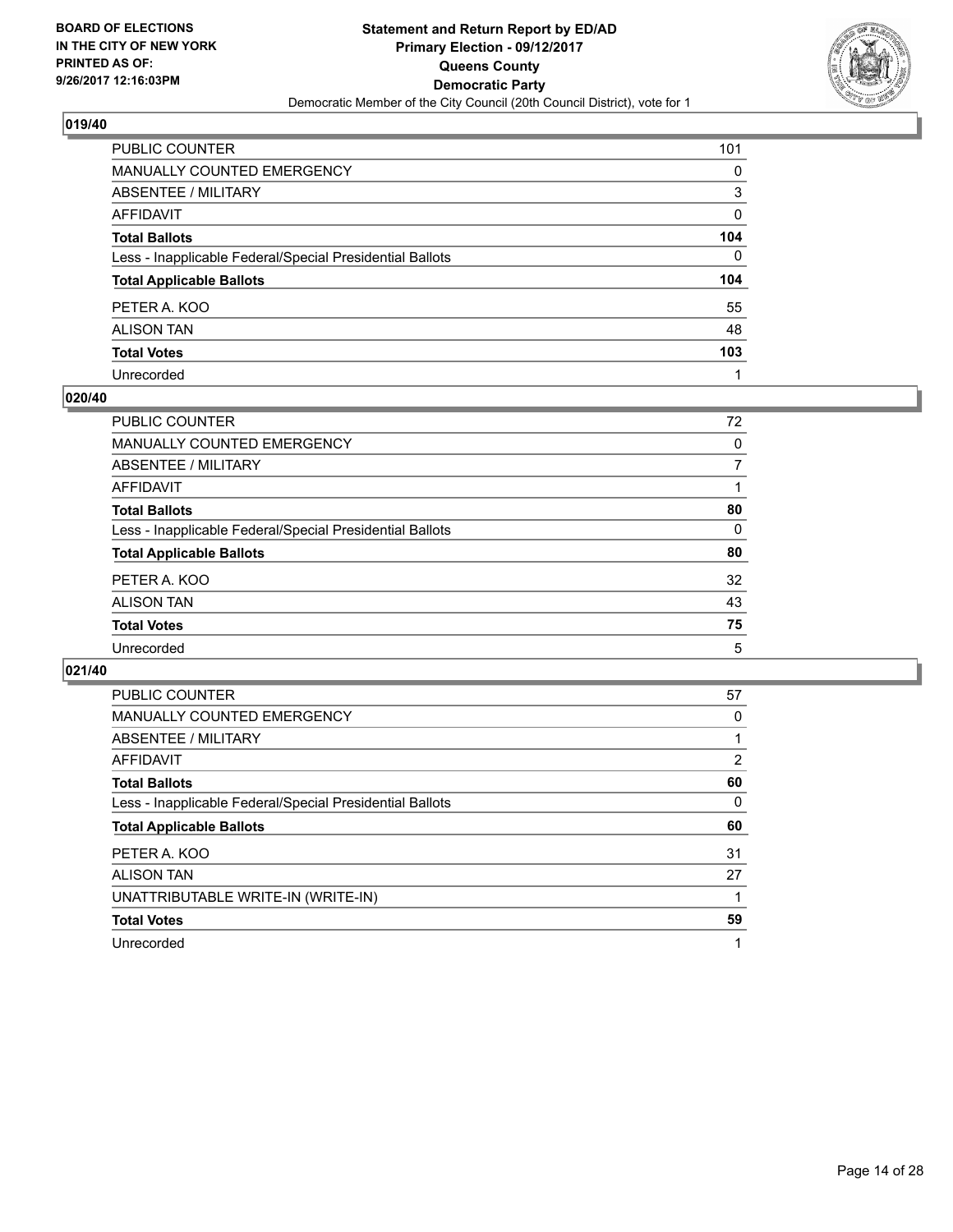**BOARD OF ELECTIONS IN THE CITY OF NEW YORK PRINTED AS OF: 9/26/2017 12:16:03PM**

**Statement and Return Report by ED/AD Primary Election - 09/12/2017 Queens County Democratic Party**

Democratic Member of the City Council (20th Council District), vote for 1

## 019/40

| | |
|---|---|
| PUBLIC COUNTER | 101 |
| MANUALLY COUNTED EMERGENCY | 0 |
| ABSENTEE / MILITARY | 3 |
| AFFIDAVIT | 0 |
| **Total Ballots** | **104** |
| Less - Inapplicable Federal/Special Presidential Ballots | 0 |
| **Total Applicable Ballots** | **104** |
| PETER A. KOO | 55 |
| ALISON TAN | 48 |
| **Total Votes** | **103** |
| Unrecorded | 1 |

## 020/40

| | |
|---|---|
| PUBLIC COUNTER | 72 |
| MANUALLY COUNTED EMERGENCY | 0 |
| ABSENTEE / MILITARY | 7 |
| AFFIDAVIT | 1 |
| **Total Ballots** | **80** |
| Less - Inapplicable Federal/Special Presidential Ballots | 0 |
| **Total Applicable Ballots** | **80** |
| PETER A. KOO | 32 |
| ALISON TAN | 43 |
| **Total Votes** | **75** |
| Unrecorded | 5 |

## 021/40

| | |
|---|---|
| PUBLIC COUNTER | 57 |
| MANUALLY COUNTED EMERGENCY | 0 |
| ABSENTEE / MILITARY | 1 |
| AFFIDAVIT | 2 |
| **Total Ballots** | **60** |
| Less - Inapplicable Federal/Special Presidential Ballots | 0 |
| **Total Applicable Ballots** | **60** |
| PETER A. KOO | 31 |
| ALISON TAN | 27 |
| UNATTRIBUTABLE WRITE-IN (WRITE-IN) | 1 |
| **Total Votes** | **59** |
| Unrecorded | 1 |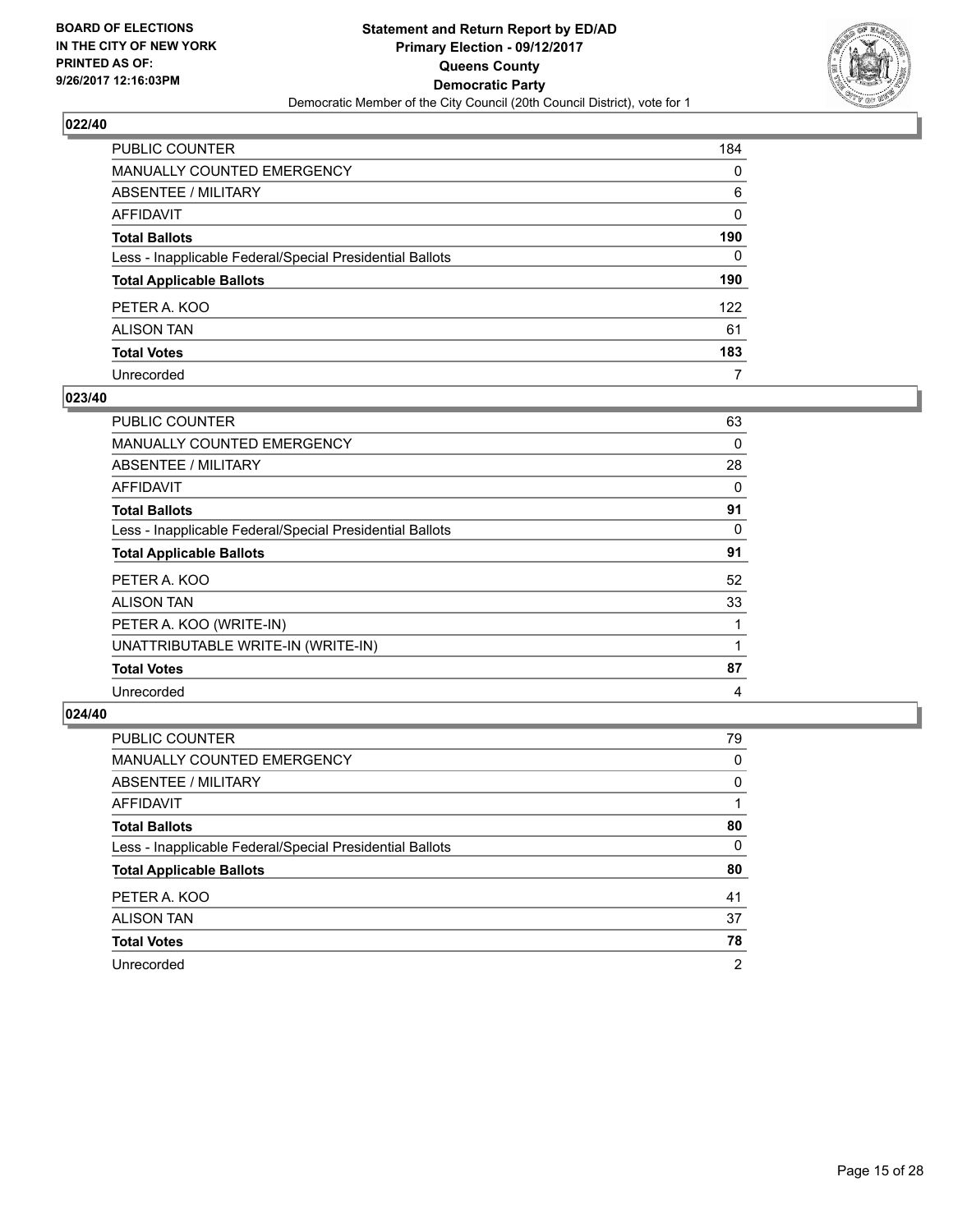### 022/40

| | |
|---|---|
| PUBLIC COUNTER | 184 |
| MANUALLY COUNTED EMERGENCY | 0 |
| ABSENTEE / MILITARY | 6 |
| AFFIDAVIT | 0 |
| **Total Ballots** | **190** |
| Less - Inapplicable Federal/Special Presidential Ballots | 0 |
| **Total Applicable Ballots** | **190** |
| PETER A. KOO | 122 |
| ALISON TAN | 61 |
| **Total Votes** | **183** |
| Unrecorded | 7 |

### 023/40

| | |
|---|---|
| PUBLIC COUNTER | 63 |
| MANUALLY COUNTED EMERGENCY | 0 |
| ABSENTEE / MILITARY | 28 |
| AFFIDAVIT | 0 |
| **Total Ballots** | **91** |
| Less - Inapplicable Federal/Special Presidential Ballots | 0 |
| **Total Applicable Ballots** | **91** |
| PETER A. KOO | 52 |
| ALISON TAN | 33 |
| PETER A. KOO (WRITE-IN) | 1 |
| UNATTRIBUTABLE WRITE-IN (WRITE-IN) | 1 |
| **Total Votes** | **87** |
| Unrecorded | 4 |

### 024/40

| | |
|---|---|
| PUBLIC COUNTER | 79 |
| MANUALLY COUNTED EMERGENCY | 0 |
| ABSENTEE / MILITARY | 0 |
| AFFIDAVIT | 1 |
| **Total Ballots** | **80** |
| Less - Inapplicable Federal/Special Presidential Ballots | 0 |
| **Total Applicable Ballots** | **80** |
| PETER A. KOO | 41 |
| ALISON TAN | 37 |
| **Total Votes** | **78** |
| Unrecorded | 2 |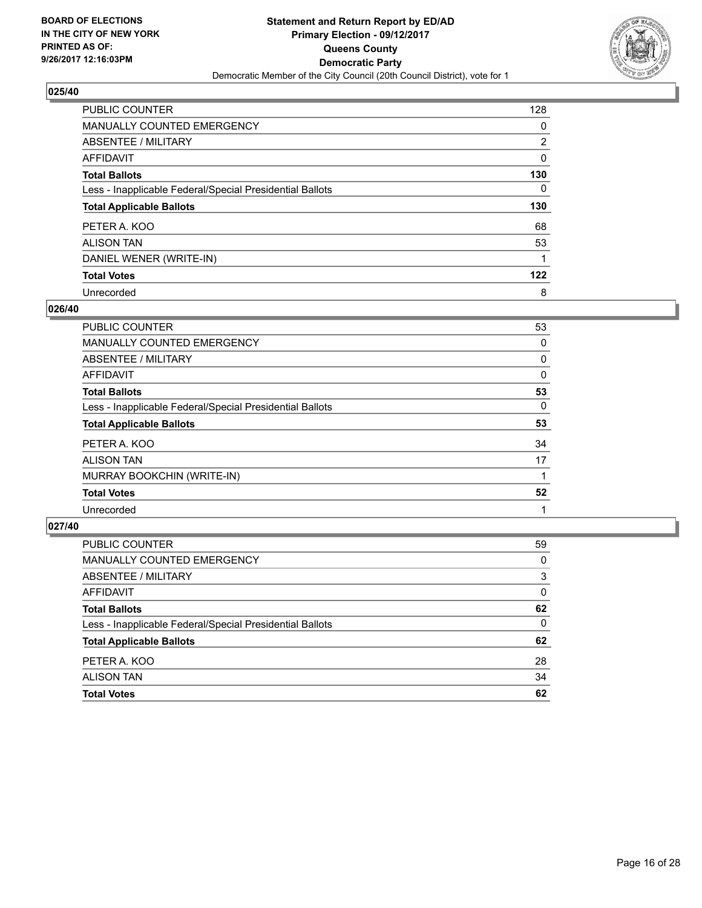BOARD OF ELECTIONS
IN THE CITY OF NEW YORK
PRINTED AS OF:
9/26/2017 12:16:03PM

**Statement and Return Report by ED/AD**
**Primary Election - 09/12/2017**
**Queens County**
**Democratic Party**
Democratic Member of the City Council (20th Council District), vote for 1

### 025/40

| | |
|---|---|
| PUBLIC COUNTER | 128 |
| MANUALLY COUNTED EMERGENCY | 0 |
| ABSENTEE / MILITARY | 2 |
| AFFIDAVIT | 0 |
| **Total Ballots** | **130** |
| Less - Inapplicable Federal/Special Presidential Ballots | 0 |
| **Total Applicable Ballots** | **130** |
| PETER A. KOO | 68 |
| ALISON TAN | 53 |
| DANIEL WENER (WRITE-IN) | 1 |
| **Total Votes** | **122** |
| Unrecorded | 8 |

### 026/40

| | |
|---|---|
| PUBLIC COUNTER | 53 |
| MANUALLY COUNTED EMERGENCY | 0 |
| ABSENTEE / MILITARY | 0 |
| AFFIDAVIT | 0 |
| **Total Ballots** | **53** |
| Less - Inapplicable Federal/Special Presidential Ballots | 0 |
| **Total Applicable Ballots** | **53** |
| PETER A. KOO | 34 |
| ALISON TAN | 17 |
| MURRAY BOOKCHIN (WRITE-IN) | 1 |
| **Total Votes** | **52** |
| Unrecorded | 1 |

### 027/40

| | |
|---|---|
| PUBLIC COUNTER | 59 |
| MANUALLY COUNTED EMERGENCY | 0 |
| ABSENTEE / MILITARY | 3 |
| AFFIDAVIT | 0 |
| **Total Ballots** | **62** |
| Less - Inapplicable Federal/Special Presidential Ballots | 0 |
| **Total Applicable Ballots** | **62** |
| PETER A. KOO | 28 |
| ALISON TAN | 34 |
| **Total Votes** | **62** |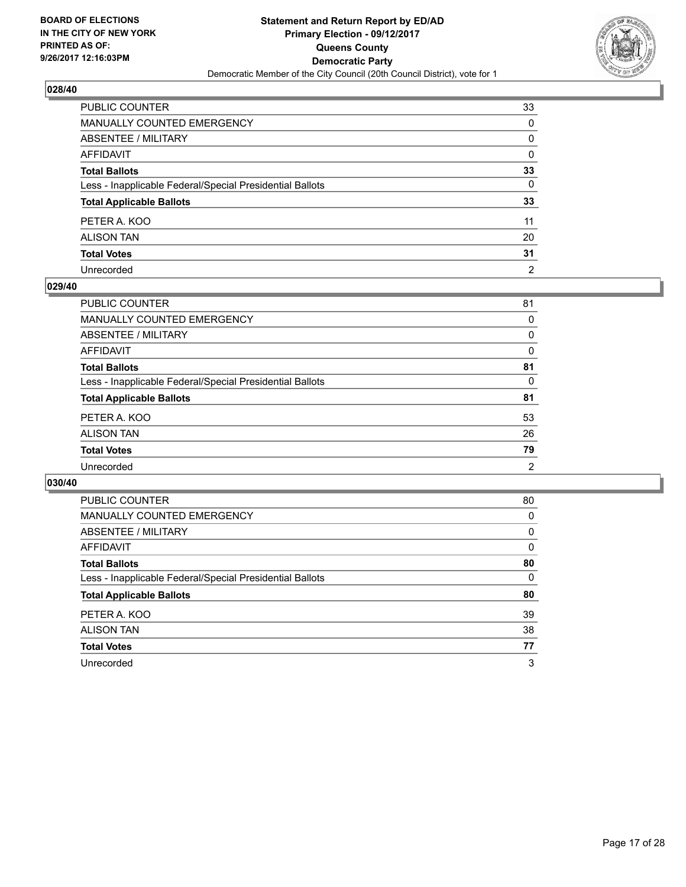BOARD OF ELECTIONS
IN THE CITY OF NEW YORK
PRINTED AS OF:
9/26/2017 12:16:03PM

**Statement and Return Report by ED/AD**
**Primary Election - 09/12/2017**
**Queens County**
**Democratic Party**
Democratic Member of the City Council (20th Council District), vote for 1

### 028/40

| | |
|---|---|
| PUBLIC COUNTER | 33 |
| MANUALLY COUNTED EMERGENCY | 0 |
| ABSENTEE / MILITARY | 0 |
| AFFIDAVIT | 0 |
| **Total Ballots** | **33** |
| Less - Inapplicable Federal/Special Presidential Ballots | 0 |
| **Total Applicable Ballots** | **33** |
| PETER A. KOO | 11 |
| ALISON TAN | 20 |
| **Total Votes** | **31** |
| Unrecorded | 2 |

### 029/40

| | |
|---|---|
| PUBLIC COUNTER | 81 |
| MANUALLY COUNTED EMERGENCY | 0 |
| ABSENTEE / MILITARY | 0 |
| AFFIDAVIT | 0 |
| **Total Ballots** | **81** |
| Less - Inapplicable Federal/Special Presidential Ballots | 0 |
| **Total Applicable Ballots** | **81** |
| PETER A. KOO | 53 |
| ALISON TAN | 26 |
| **Total Votes** | **79** |
| Unrecorded | 2 |

### 030/40

| | |
|---|---|
| PUBLIC COUNTER | 80 |
| MANUALLY COUNTED EMERGENCY | 0 |
| ABSENTEE / MILITARY | 0 |
| AFFIDAVIT | 0 |
| **Total Ballots** | **80** |
| Less - Inapplicable Federal/Special Presidential Ballots | 0 |
| **Total Applicable Ballots** | **80** |
| PETER A. KOO | 39 |
| ALISON TAN | 38 |
| **Total Votes** | **77** |
| Unrecorded | 3 |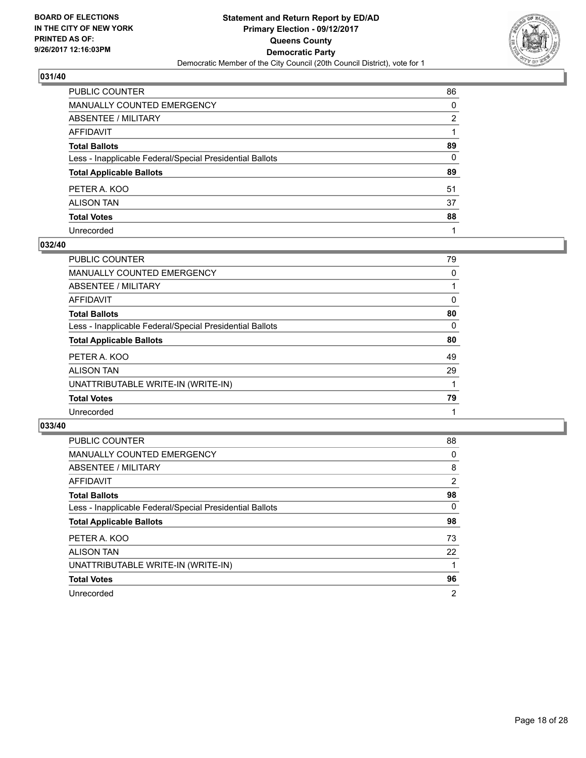**BOARD OF ELECTIONS IN THE CITY OF NEW YORK PRINTED AS OF: 9/26/2017 12:16:03PM**

**Statement and Return Report by ED/AD Primary Election - 09/12/2017 Queens County Democratic Party**

Democratic Member of the City Council (20th Council District), vote for 1

## 031/40

| | |
|---|---|
| PUBLIC COUNTER | 86 |
| MANUALLY COUNTED EMERGENCY | 0 |
| ABSENTEE / MILITARY | 2 |
| AFFIDAVIT | 1 |
| **Total Ballots** | **89** |
| Less - Inapplicable Federal/Special Presidential Ballots | 0 |
| **Total Applicable Ballots** | **89** |
| PETER A. KOO | 51 |
| ALISON TAN | 37 |
| **Total Votes** | **88** |
| Unrecorded | 1 |

## 032/40

| | |
|---|---|
| PUBLIC COUNTER | 79 |
| MANUALLY COUNTED EMERGENCY | 0 |
| ABSENTEE / MILITARY | 1 |
| AFFIDAVIT | 0 |
| **Total Ballots** | **80** |
| Less - Inapplicable Federal/Special Presidential Ballots | 0 |
| **Total Applicable Ballots** | **80** |
| PETER A. KOO | 49 |
| ALISON TAN | 29 |
| UNATTRIBUTABLE WRITE-IN (WRITE-IN) | 1 |
| **Total Votes** | **79** |
| Unrecorded | 1 |

## 033/40

| | |
|---|---|
| PUBLIC COUNTER | 88 |
| MANUALLY COUNTED EMERGENCY | 0 |
| ABSENTEE / MILITARY | 8 |
| AFFIDAVIT | 2 |
| **Total Ballots** | **98** |
| Less - Inapplicable Federal/Special Presidential Ballots | 0 |
| **Total Applicable Ballots** | **98** |
| PETER A. KOO | 73 |
| ALISON TAN | 22 |
| UNATTRIBUTABLE WRITE-IN (WRITE-IN) | 1 |
| **Total Votes** | **96** |
| Unrecorded | 2 |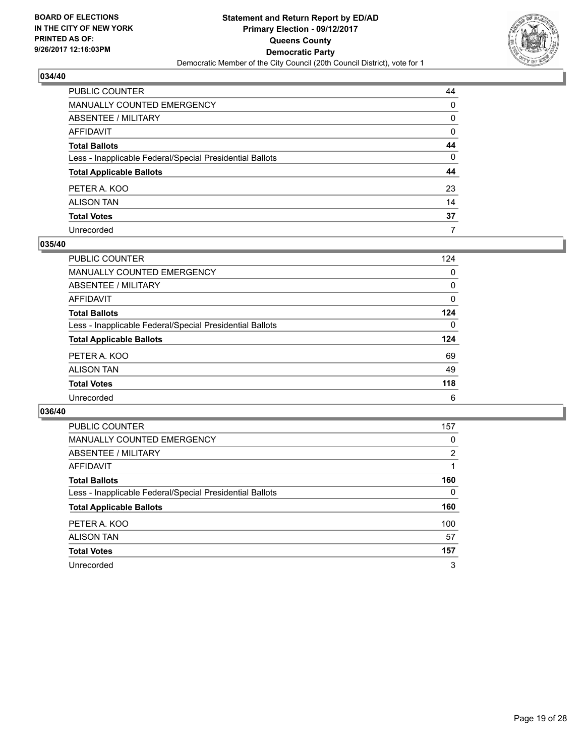BOARD OF ELECTIONS
IN THE CITY OF NEW YORK
PRINTED AS OF:
9/26/2017 12:16:03PM

**Statement and Return Report by ED/AD**
**Primary Election - 09/12/2017**
**Queens County**
**Democratic Party**
Democratic Member of the City Council (20th Council District), vote for 1

## 034/40

| | |
|---|---|
| PUBLIC COUNTER | 44 |
| MANUALLY COUNTED EMERGENCY | 0 |
| ABSENTEE / MILITARY | 0 |
| AFFIDAVIT | 0 |
| **Total Ballots** | **44** |
| Less - Inapplicable Federal/Special Presidential Ballots | 0 |
| **Total Applicable Ballots** | **44** |
| PETER A. KOO | 23 |
| ALISON TAN | 14 |
| **Total Votes** | **37** |
| Unrecorded | 7 |

## 035/40

| | |
|---|---|
| PUBLIC COUNTER | 124 |
| MANUALLY COUNTED EMERGENCY | 0 |
| ABSENTEE / MILITARY | 0 |
| AFFIDAVIT | 0 |
| **Total Ballots** | **124** |
| Less - Inapplicable Federal/Special Presidential Ballots | 0 |
| **Total Applicable Ballots** | **124** |
| PETER A. KOO | 69 |
| ALISON TAN | 49 |
| **Total Votes** | **118** |
| Unrecorded | 6 |

## 036/40

| | |
|---|---|
| PUBLIC COUNTER | 157 |
| MANUALLY COUNTED EMERGENCY | 0 |
| ABSENTEE / MILITARY | 2 |
| AFFIDAVIT | 1 |
| **Total Ballots** | **160** |
| Less - Inapplicable Federal/Special Presidential Ballots | 0 |
| **Total Applicable Ballots** | **160** |
| PETER A. KOO | 100 |
| ALISON TAN | 57 |
| **Total Votes** | **157** |
| Unrecorded | 3 |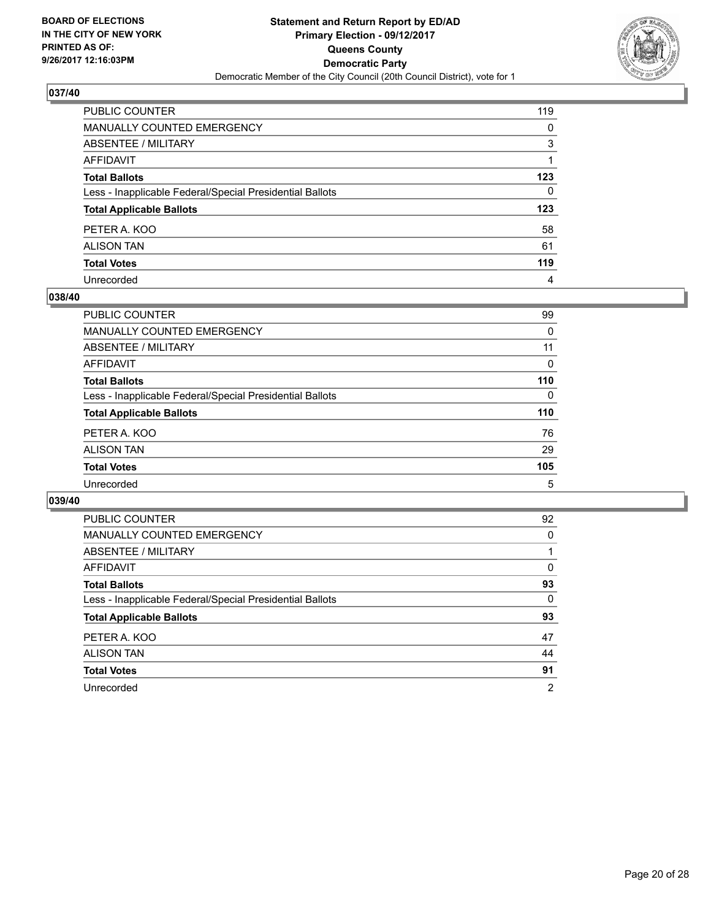**BOARD OF ELECTIONS IN THE CITY OF NEW YORK PRINTED AS OF: 9/26/2017 12:16:03PM**

**Statement and Return Report by ED/AD Primary Election - 09/12/2017 Queens County Democratic Party**

Democratic Member of the City Council (20th Council District), vote for 1

## 037/40

| | |
|---|---|
| PUBLIC COUNTER | 119 |
| MANUALLY COUNTED EMERGENCY | 0 |
| ABSENTEE / MILITARY | 3 |
| AFFIDAVIT | 1 |
| **Total Ballots** | **123** |
| Less - Inapplicable Federal/Special Presidential Ballots | 0 |
| **Total Applicable Ballots** | **123** |
| PETER A. KOO | 58 |
| ALISON TAN | 61 |
| **Total Votes** | **119** |
| Unrecorded | 4 |

## 038/40

| | |
|---|---|
| PUBLIC COUNTER | 99 |
| MANUALLY COUNTED EMERGENCY | 0 |
| ABSENTEE / MILITARY | 11 |
| AFFIDAVIT | 0 |
| **Total Ballots** | **110** |
| Less - Inapplicable Federal/Special Presidential Ballots | 0 |
| **Total Applicable Ballots** | **110** |
| PETER A. KOO | 76 |
| ALISON TAN | 29 |
| **Total Votes** | **105** |
| Unrecorded | 5 |

## 039/40

| | |
|---|---|
| PUBLIC COUNTER | 92 |
| MANUALLY COUNTED EMERGENCY | 0 |
| ABSENTEE / MILITARY | 1 |
| AFFIDAVIT | 0 |
| **Total Ballots** | **93** |
| Less - Inapplicable Federal/Special Presidential Ballots | 0 |
| **Total Applicable Ballots** | **93** |
| PETER A. KOO | 47 |
| ALISON TAN | 44 |
| **Total Votes** | **91** |
| Unrecorded | 2 |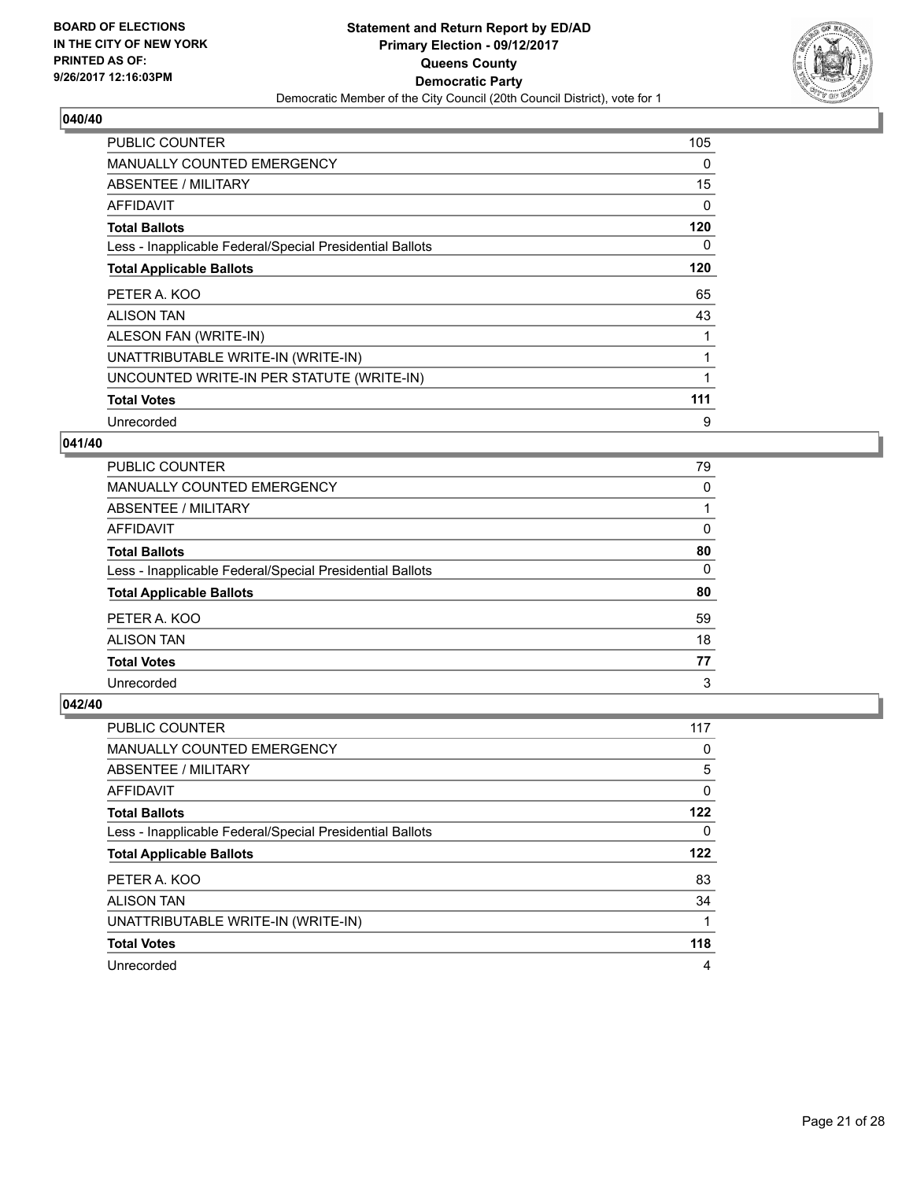**BOARD OF ELECTIONS IN THE CITY OF NEW YORK PRINTED AS OF: 9/26/2017 12:16:03PM**

**Statement and Return Report by ED/AD**
**Primary Election - 09/12/2017**
**Queens County**
**Democratic Party**
Democratic Member of the City Council (20th Council District), vote for 1

### 040/40

| | |
|---|---|
| PUBLIC COUNTER | 105 |
| MANUALLY COUNTED EMERGENCY | 0 |
| ABSENTEE / MILITARY | 15 |
| AFFIDAVIT | 0 |
| **Total Ballots** | **120** |
| Less - Inapplicable Federal/Special Presidential Ballots | 0 |
| **Total Applicable Ballots** | **120** |
| PETER A. KOO | 65 |
| ALISON TAN | 43 |
| ALESON FAN (WRITE-IN) | 1 |
| UNATTRIBUTABLE WRITE-IN (WRITE-IN) | 1 |
| UNCOUNTED WRITE-IN PER STATUTE (WRITE-IN) | 1 |
| **Total Votes** | **111** |
| Unrecorded | 9 |

### 041/40

| | |
|---|---|
| PUBLIC COUNTER | 79 |
| MANUALLY COUNTED EMERGENCY | 0 |
| ABSENTEE / MILITARY | 1 |
| AFFIDAVIT | 0 |
| **Total Ballots** | **80** |
| Less - Inapplicable Federal/Special Presidential Ballots | 0 |
| **Total Applicable Ballots** | **80** |
| PETER A. KOO | 59 |
| ALISON TAN | 18 |
| **Total Votes** | **77** |
| Unrecorded | 3 |

### 042/40

| | |
|---|---|
| PUBLIC COUNTER | 117 |
| MANUALLY COUNTED EMERGENCY | 0 |
| ABSENTEE / MILITARY | 5 |
| AFFIDAVIT | 0 |
| **Total Ballots** | **122** |
| Less - Inapplicable Federal/Special Presidential Ballots | 0 |
| **Total Applicable Ballots** | **122** |
| PETER A. KOO | 83 |
| ALISON TAN | 34 |
| UNATTRIBUTABLE WRITE-IN (WRITE-IN) | 1 |
| **Total Votes** | **118** |
| Unrecorded | 4 |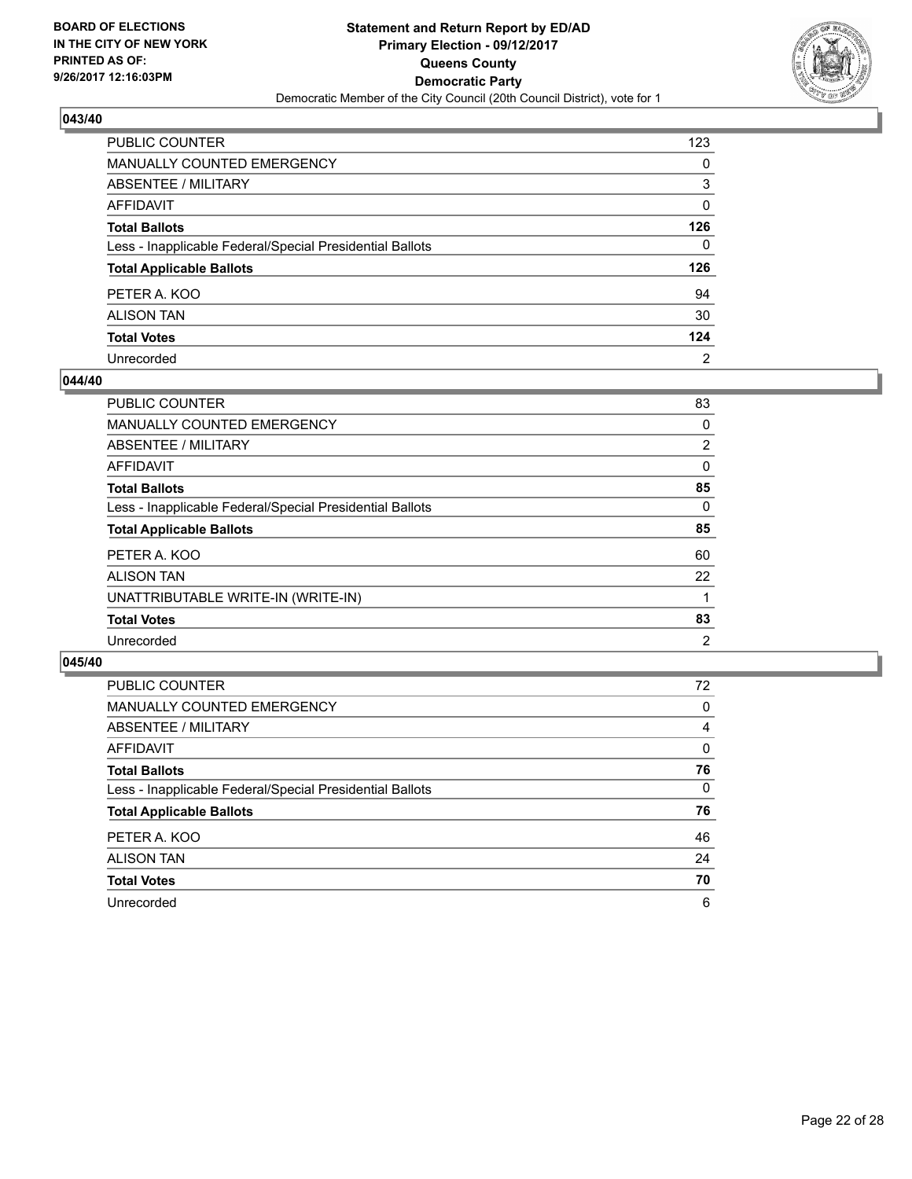BOARD OF ELECTIONS
IN THE CITY OF NEW YORK
PRINTED AS OF:
9/26/2017 12:16:03PM

**Statement and Return Report by ED/AD**
**Primary Election - 09/12/2017**
**Queens County**
**Democratic Party**
Democratic Member of the City Council (20th Council District), vote for 1

### 043/40

| | |
|---|---|
| PUBLIC COUNTER | 123 |
| MANUALLY COUNTED EMERGENCY | 0 |
| ABSENTEE / MILITARY | 3 |
| AFFIDAVIT | 0 |
| **Total Ballots** | **126** |
| Less - Inapplicable Federal/Special Presidential Ballots | 0 |
| **Total Applicable Ballots** | **126** |
| PETER A. KOO | 94 |
| ALISON TAN | 30 |
| **Total Votes** | **124** |
| Unrecorded | 2 |

### 044/40

| | |
|---|---|
| PUBLIC COUNTER | 83 |
| MANUALLY COUNTED EMERGENCY | 0 |
| ABSENTEE / MILITARY | 2 |
| AFFIDAVIT | 0 |
| **Total Ballots** | **85** |
| Less - Inapplicable Federal/Special Presidential Ballots | 0 |
| **Total Applicable Ballots** | **85** |
| PETER A. KOO | 60 |
| ALISON TAN | 22 |
| UNATTRIBUTABLE WRITE-IN (WRITE-IN) | 1 |
| **Total Votes** | **83** |
| Unrecorded | 2 |

### 045/40

| | |
|---|---|
| PUBLIC COUNTER | 72 |
| MANUALLY COUNTED EMERGENCY | 0 |
| ABSENTEE / MILITARY | 4 |
| AFFIDAVIT | 0 |
| **Total Ballots** | **76** |
| Less - Inapplicable Federal/Special Presidential Ballots | 0 |
| **Total Applicable Ballots** | **76** |
| PETER A. KOO | 46 |
| ALISON TAN | 24 |
| **Total Votes** | **70** |
| Unrecorded | 6 |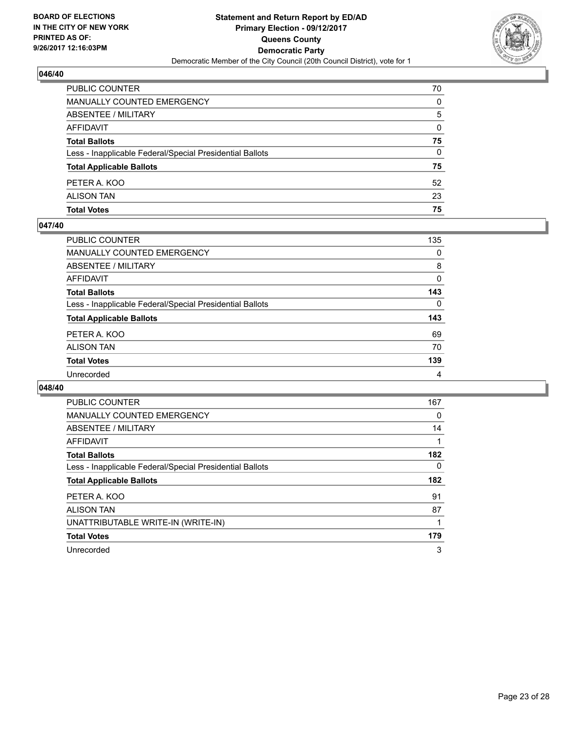**BOARD OF ELECTIONS IN THE CITY OF NEW YORK PRINTED AS OF: 9/26/2017 12:16:03PM**

**Statement and Return Report by ED/AD Primary Election - 09/12/2017 Queens County Democratic Party**
Democratic Member of the City Council (20th Council District), vote for 1

### 046/40

| | |
|---|---|
| PUBLIC COUNTER | 70 |
| MANUALLY COUNTED EMERGENCY | 0 |
| ABSENTEE / MILITARY | 5 |
| AFFIDAVIT | 0 |
| **Total Ballots** | **75** |
| Less - Inapplicable Federal/Special Presidential Ballots | 0 |
| **Total Applicable Ballots** | **75** |
| PETER A. KOO | 52 |
| ALISON TAN | 23 |
| **Total Votes** | **75** |

### 047/40

| | |
|---|---|
| PUBLIC COUNTER | 135 |
| MANUALLY COUNTED EMERGENCY | 0 |
| ABSENTEE / MILITARY | 8 |
| AFFIDAVIT | 0 |
| **Total Ballots** | **143** |
| Less - Inapplicable Federal/Special Presidential Ballots | 0 |
| **Total Applicable Ballots** | **143** |
| PETER A. KOO | 69 |
| ALISON TAN | 70 |
| **Total Votes** | **139** |
| Unrecorded | 4 |

### 048/40

| | |
|---|---|
| PUBLIC COUNTER | 167 |
| MANUALLY COUNTED EMERGENCY | 0 |
| ABSENTEE / MILITARY | 14 |
| AFFIDAVIT | 1 |
| **Total Ballots** | **182** |
| Less - Inapplicable Federal/Special Presidential Ballots | 0 |
| **Total Applicable Ballots** | **182** |
| PETER A. KOO | 91 |
| ALISON TAN | 87 |
| UNATTRIBUTABLE WRITE-IN (WRITE-IN) | 1 |
| **Total Votes** | **179** |
| Unrecorded | 3 |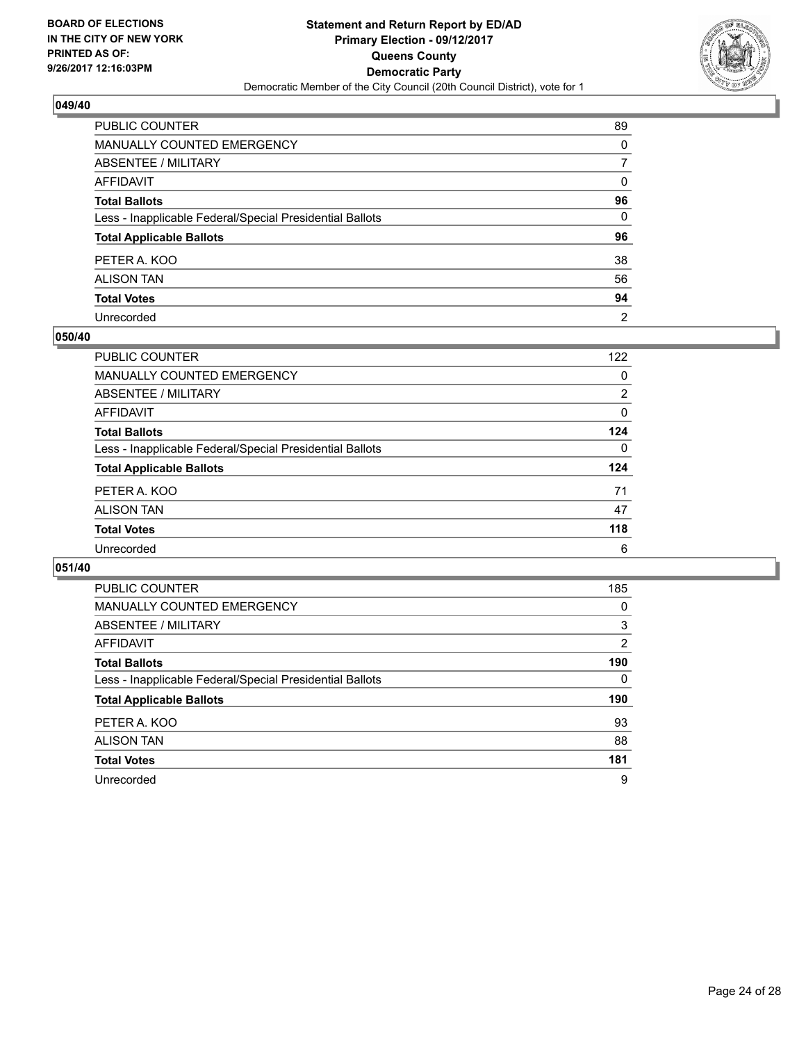**BOARD OF ELECTIONS IN THE CITY OF NEW YORK PRINTED AS OF: 9/26/2017 12:16:03PM**

**Statement and Return Report by ED/AD**
**Primary Election - 09/12/2017**
**Queens County**
**Democratic Party**
Democratic Member of the City Council (20th Council District), vote for 1

### 049/40

| | |
|---|---|
| PUBLIC COUNTER | 89 |
| MANUALLY COUNTED EMERGENCY | 0 |
| ABSENTEE / MILITARY | 7 |
| AFFIDAVIT | 0 |
| **Total Ballots** | **96** |
| Less - Inapplicable Federal/Special Presidential Ballots | 0 |
| **Total Applicable Ballots** | **96** |
| PETER A. KOO | 38 |
| ALISON TAN | 56 |
| **Total Votes** | **94** |
| Unrecorded | 2 |

### 050/40

| | |
|---|---|
| PUBLIC COUNTER | 122 |
| MANUALLY COUNTED EMERGENCY | 0 |
| ABSENTEE / MILITARY | 2 |
| AFFIDAVIT | 0 |
| **Total Ballots** | **124** |
| Less - Inapplicable Federal/Special Presidential Ballots | 0 |
| **Total Applicable Ballots** | **124** |
| PETER A. KOO | 71 |
| ALISON TAN | 47 |
| **Total Votes** | **118** |
| Unrecorded | 6 |

### 051/40

| | |
|---|---|
| PUBLIC COUNTER | 185 |
| MANUALLY COUNTED EMERGENCY | 0 |
| ABSENTEE / MILITARY | 3 |
| AFFIDAVIT | 2 |
| **Total Ballots** | **190** |
| Less - Inapplicable Federal/Special Presidential Ballots | 0 |
| **Total Applicable Ballots** | **190** |
| PETER A. KOO | 93 |
| ALISON TAN | 88 |
| **Total Votes** | **181** |
| Unrecorded | 9 |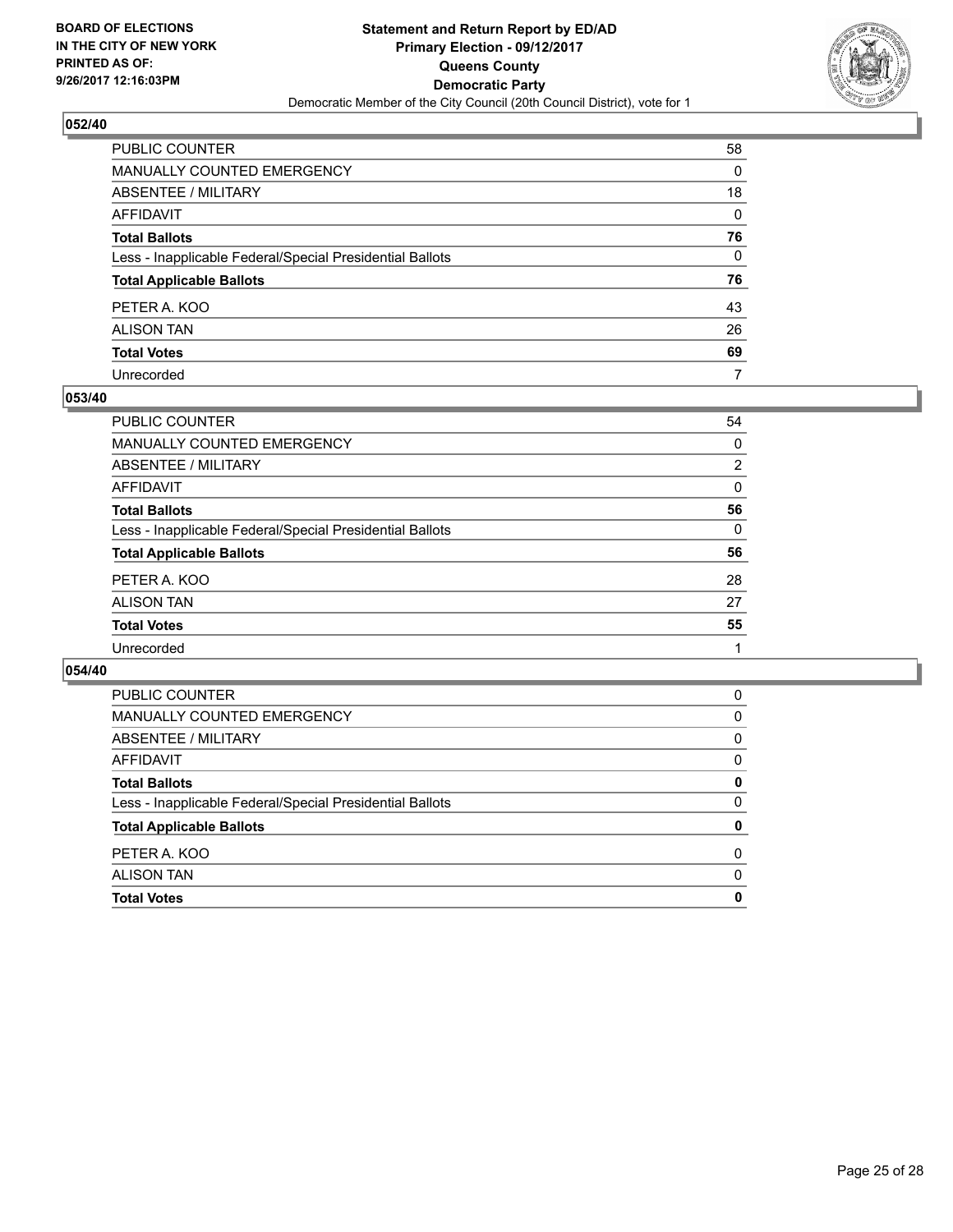**BOARD OF ELECTIONS IN THE CITY OF NEW YORK PRINTED AS OF: 9/26/2017 12:16:03PM**

**Statement and Return Report by ED/AD**
**Primary Election - 09/12/2017**
**Queens County**
**Democratic Party**
Democratic Member of the City Council (20th Council District), vote for 1

### 052/40

| | |
|---|---|
| PUBLIC COUNTER | 58 |
| MANUALLY COUNTED EMERGENCY | 0 |
| ABSENTEE / MILITARY | 18 |
| AFFIDAVIT | 0 |
| **Total Ballots** | **76** |
| Less - Inapplicable Federal/Special Presidential Ballots | 0 |
| **Total Applicable Ballots** | **76** |
| PETER A. KOO | 43 |
| ALISON TAN | 26 |
| **Total Votes** | **69** |
| Unrecorded | 7 |

### 053/40

| | |
|---|---|
| PUBLIC COUNTER | 54 |
| MANUALLY COUNTED EMERGENCY | 0 |
| ABSENTEE / MILITARY | 2 |
| AFFIDAVIT | 0 |
| **Total Ballots** | **56** |
| Less - Inapplicable Federal/Special Presidential Ballots | 0 |
| **Total Applicable Ballots** | **56** |
| PETER A. KOO | 28 |
| ALISON TAN | 27 |
| **Total Votes** | **55** |
| Unrecorded | 1 |

### 054/40

| | |
|---|---|
| PUBLIC COUNTER | 0 |
| MANUALLY COUNTED EMERGENCY | 0 |
| ABSENTEE / MILITARY | 0 |
| AFFIDAVIT | 0 |
| **Total Ballots** | **0** |
| Less - Inapplicable Federal/Special Presidential Ballots | 0 |
| **Total Applicable Ballots** | **0** |
| PETER A. KOO | 0 |
| ALISON TAN | 0 |
| **Total Votes** | **0** |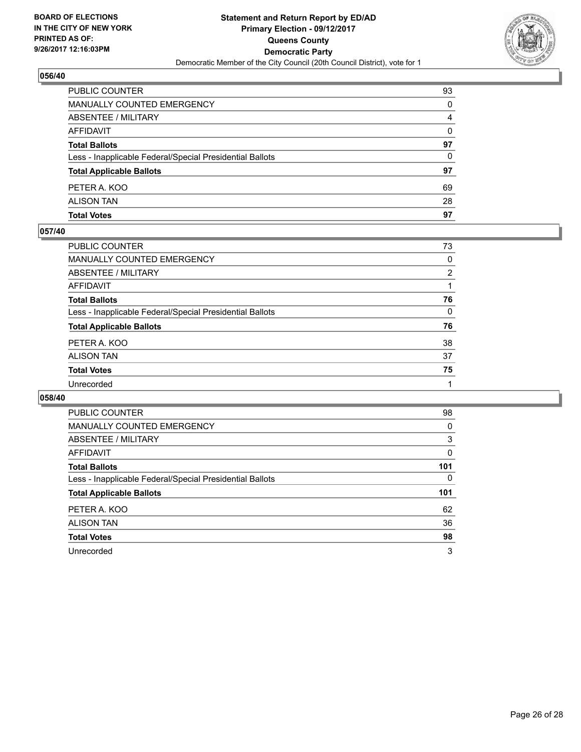**BOARD OF ELECTIONS IN THE CITY OF NEW YORK PRINTED AS OF: 9/26/2017 12:16:03PM**

**Statement and Return Report by ED/AD Primary Election - 09/12/2017 Queens County Democratic Party**

Democratic Member of the City Council (20th Council District), vote for 1

## 056/40

| | |
|---|---|
| PUBLIC COUNTER | 93 |
| MANUALLY COUNTED EMERGENCY | 0 |
| ABSENTEE / MILITARY | 4 |
| AFFIDAVIT | 0 |
| **Total Ballots** | **97** |
| Less - Inapplicable Federal/Special Presidential Ballots | 0 |
| **Total Applicable Ballots** | **97** |
| PETER A. KOO | 69 |
| ALISON TAN | 28 |
| **Total Votes** | **97** |

## 057/40

| | |
|---|---|
| PUBLIC COUNTER | 73 |
| MANUALLY COUNTED EMERGENCY | 0 |
| ABSENTEE / MILITARY | 2 |
| AFFIDAVIT | 1 |
| **Total Ballots** | **76** |
| Less - Inapplicable Federal/Special Presidential Ballots | 0 |
| **Total Applicable Ballots** | **76** |
| PETER A. KOO | 38 |
| ALISON TAN | 37 |
| **Total Votes** | **75** |
| Unrecorded | 1 |

## 058/40

| | |
|---|---|
| PUBLIC COUNTER | 98 |
| MANUALLY COUNTED EMERGENCY | 0 |
| ABSENTEE / MILITARY | 3 |
| AFFIDAVIT | 0 |
| **Total Ballots** | **101** |
| Less - Inapplicable Federal/Special Presidential Ballots | 0 |
| **Total Applicable Ballots** | **101** |
| PETER A. KOO | 62 |
| ALISON TAN | 36 |
| **Total Votes** | **98** |
| Unrecorded | 3 |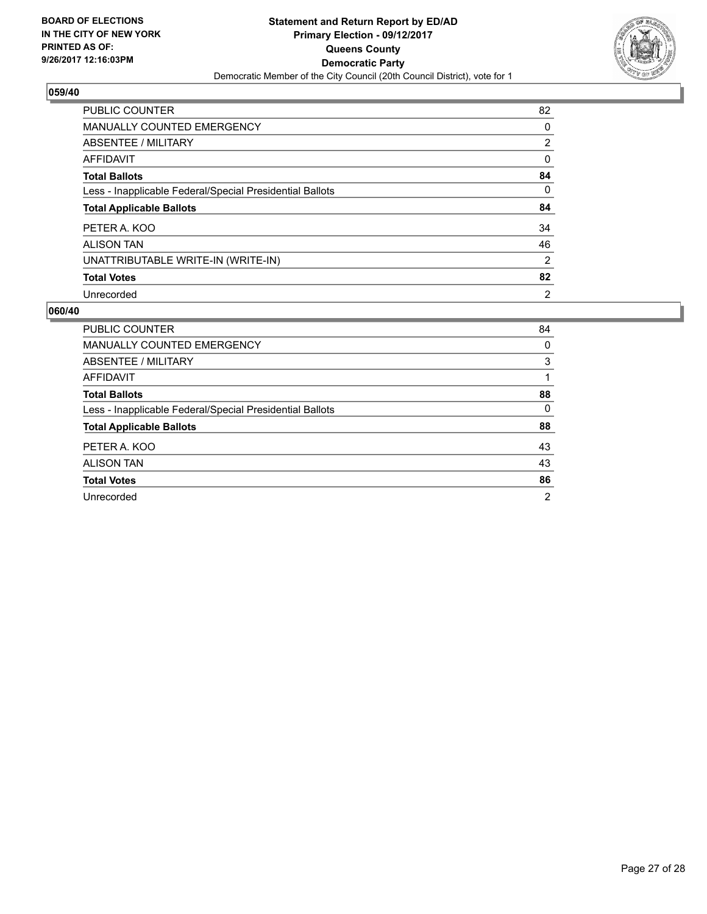BOARD OF ELECTIONS
IN THE CITY OF NEW YORK
PRINTED AS OF:
9/26/2017 12:16:03PM

**Statement and Return Report by ED/AD**
**Primary Election - 09/12/2017**
**Queens County**
**Democratic Party**
Democratic Member of the City Council (20th Council District), vote for 1

## 059/40

| | |
|---|---|
| PUBLIC COUNTER | 82 |
| MANUALLY COUNTED EMERGENCY | 0 |
| ABSENTEE / MILITARY | 2 |
| AFFIDAVIT | 0 |
| **Total Ballots** | **84** |
| Less - Inapplicable Federal/Special Presidential Ballots | 0 |
| **Total Applicable Ballots** | **84** |
| PETER A. KOO | 34 |
| ALISON TAN | 46 |
| UNATTRIBUTABLE WRITE-IN (WRITE-IN) | 2 |
| **Total Votes** | **82** |
| Unrecorded | 2 |

## 060/40

| | |
|---|---|
| PUBLIC COUNTER | 84 |
| MANUALLY COUNTED EMERGENCY | 0 |
| ABSENTEE / MILITARY | 3 |
| AFFIDAVIT | 1 |
| **Total Ballots** | **88** |
| Less - Inapplicable Federal/Special Presidential Ballots | 0 |
| **Total Applicable Ballots** | **88** |
| PETER A. KOO | 43 |
| ALISON TAN | 43 |
| **Total Votes** | **86** |
| Unrecorded | 2 |